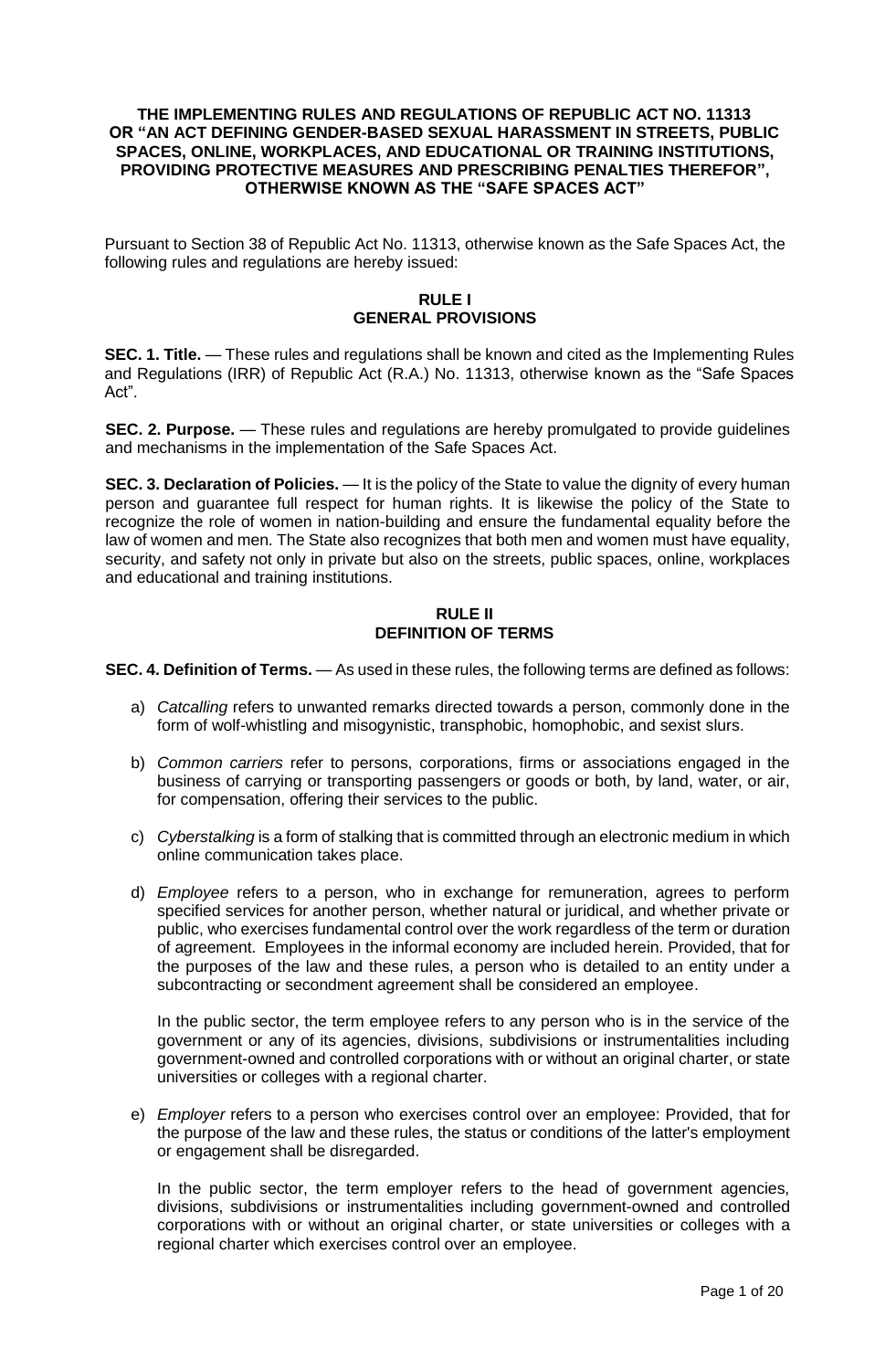# THE IMPLEMENTING RULES AND REGULATIONS OF REPUBLIC ACT NO. 11313 OR "AN ACT DEFINING GENDER-BASED SEXUAL HARASSMENT IN STREETS, PUBLIC SPACES, ONLINE, WORKPLACES, AND EDUCATIONAL OR TRAINING INSTITUTIONS, PROVIDING PROTECTIVE MEASURES AND PRESCRIBING PENALTIES THEREFOR", OTHERWISE KNOWN AS THE "SAFE SPACES ACT"

Pursuant to Section 38 of Republic Act No. 11313, otherwise known as the Safe Spaces Act, the following rules and regulations are hereby issued:

## RULE I
## GENERAL PROVISIONS

**SEC. 1. Title.** — These rules and regulations shall be known and cited as the Implementing Rules and Regulations (IRR) of Republic Act (R.A.) No. 11313, otherwise known as the "Safe Spaces Act".

**SEC. 2. Purpose.** — These rules and regulations are hereby promulgated to provide guidelines and mechanisms in the implementation of the Safe Spaces Act.

**SEC. 3. Declaration of Policies.** — It is the policy of the State to value the dignity of every human person and guarantee full respect for human rights. It is likewise the policy of the State to recognize the role of women in nation-building and ensure the fundamental equality before the law of women and men. The State also recognizes that both men and women must have equality, security, and safety not only in private but also on the streets, public spaces, online, workplaces and educational and training institutions.

## RULE II
## DEFINITION OF TERMS

**SEC. 4. Definition of Terms.** — As used in these rules, the following terms are defined as follows:

a) *Catcalling* refers to unwanted remarks directed towards a person, commonly done in the form of wolf-whistling and misogynistic, transphobic, homophobic, and sexist slurs.

b) *Common carriers* refer to persons, corporations, firms or associations engaged in the business of carrying or transporting passengers or goods or both, by land, water, or air, for compensation, offering their services to the public.

c) *Cyberstalking* is a form of stalking that is committed through an electronic medium in which online communication takes place.

d) *Employee* refers to a person, who in exchange for remuneration, agrees to perform specified services for another person, whether natural or juridical, and whether private or public, who exercises fundamental control over the work regardless of the term or duration of agreement. Employees in the informal economy are included herein. Provided, that for the purposes of the law and these rules, a person who is detailed to an entity under a subcontracting or secondment agreement shall be considered an employee.

   In the public sector, the term employee refers to any person who is in the service of the government or any of its agencies, divisions, subdivisions or instrumentalities including government-owned and controlled corporations with or without an original charter, or state universities or colleges with a regional charter.

e) *Employer* refers to a person who exercises control over an employee: Provided, that for the purpose of the law and these rules, the status or conditions of the latter's employment or engagement shall be disregarded.

   In the public sector, the term employer refers to the head of government agencies, divisions, subdivisions or instrumentalities including government-owned and controlled corporations with or without an original charter, or state universities or colleges with a regional charter which exercises control over an employee.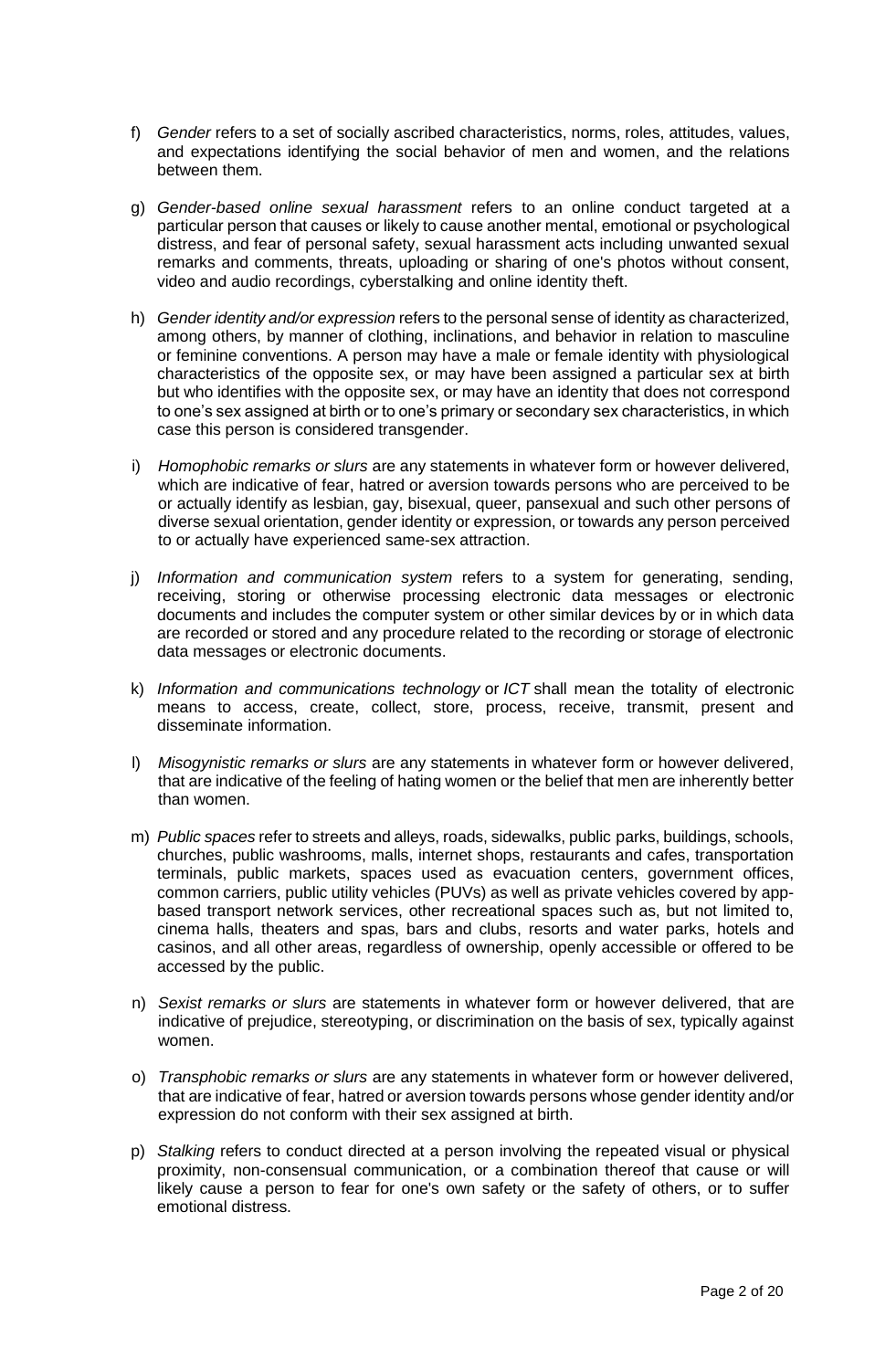f) *Gender* refers to a set of socially ascribed characteristics, norms, roles, attitudes, values, and expectations identifying the social behavior of men and women, and the relations between them.

g) *Gender-based online sexual harassment* refers to an online conduct targeted at a particular person that causes or likely to cause another mental, emotional or psychological distress, and fear of personal safety, sexual harassment acts including unwanted sexual remarks and comments, threats, uploading or sharing of one's photos without consent, video and audio recordings, cyberstalking and online identity theft.

h) *Gender identity and/or expression* refers to the personal sense of identity as characterized, among others, by manner of clothing, inclinations, and behavior in relation to masculine or feminine conventions. A person may have a male or female identity with physiological characteristics of the opposite sex, or may have been assigned a particular sex at birth but who identifies with the opposite sex, or may have an identity that does not correspond to one's sex assigned at birth or to one's primary or secondary sex characteristics, in which case this person is considered transgender.

i) *Homophobic remarks or slurs* are any statements in whatever form or however delivered, which are indicative of fear, hatred or aversion towards persons who are perceived to be or actually identify as lesbian, gay, bisexual, queer, pansexual and such other persons of diverse sexual orientation, gender identity or expression, or towards any person perceived to or actually have experienced same-sex attraction.

j) *Information and communication system* refers to a system for generating, sending, receiving, storing or otherwise processing electronic data messages or electronic documents and includes the computer system or other similar devices by or in which data are recorded or stored and any procedure related to the recording or storage of electronic data messages or electronic documents.

k) *Information and communications technology* or *ICT* shall mean the totality of electronic means to access, create, collect, store, process, receive, transmit, present and disseminate information.

l) *Misogynistic remarks or slurs* are any statements in whatever form or however delivered, that are indicative of the feeling of hating women or the belief that men are inherently better than women.

m) *Public spaces* refer to streets and alleys, roads, sidewalks, public parks, buildings, schools, churches, public washrooms, malls, internet shops, restaurants and cafes, transportation terminals, public markets, spaces used as evacuation centers, government offices, common carriers, public utility vehicles (PUVs) as well as private vehicles covered by app-based transport network services, other recreational spaces such as, but not limited to, cinema halls, theaters and spas, bars and clubs, resorts and water parks, hotels and casinos, and all other areas, regardless of ownership, openly accessible or offered to be accessed by the public.

n) *Sexist remarks or slurs* are statements in whatever form or however delivered, that are indicative of prejudice, stereotyping, or discrimination on the basis of sex, typically against women.

o) *Transphobic remarks or slurs* are any statements in whatever form or however delivered, that are indicative of fear, hatred or aversion towards persons whose gender identity and/or expression do not conform with their sex assigned at birth.

p) *Stalking* refers to conduct directed at a person involving the repeated visual or physical proximity, non-consensual communication, or a combination thereof that cause or will likely cause a person to fear for one's own safety or the safety of others, or to suffer emotional distress.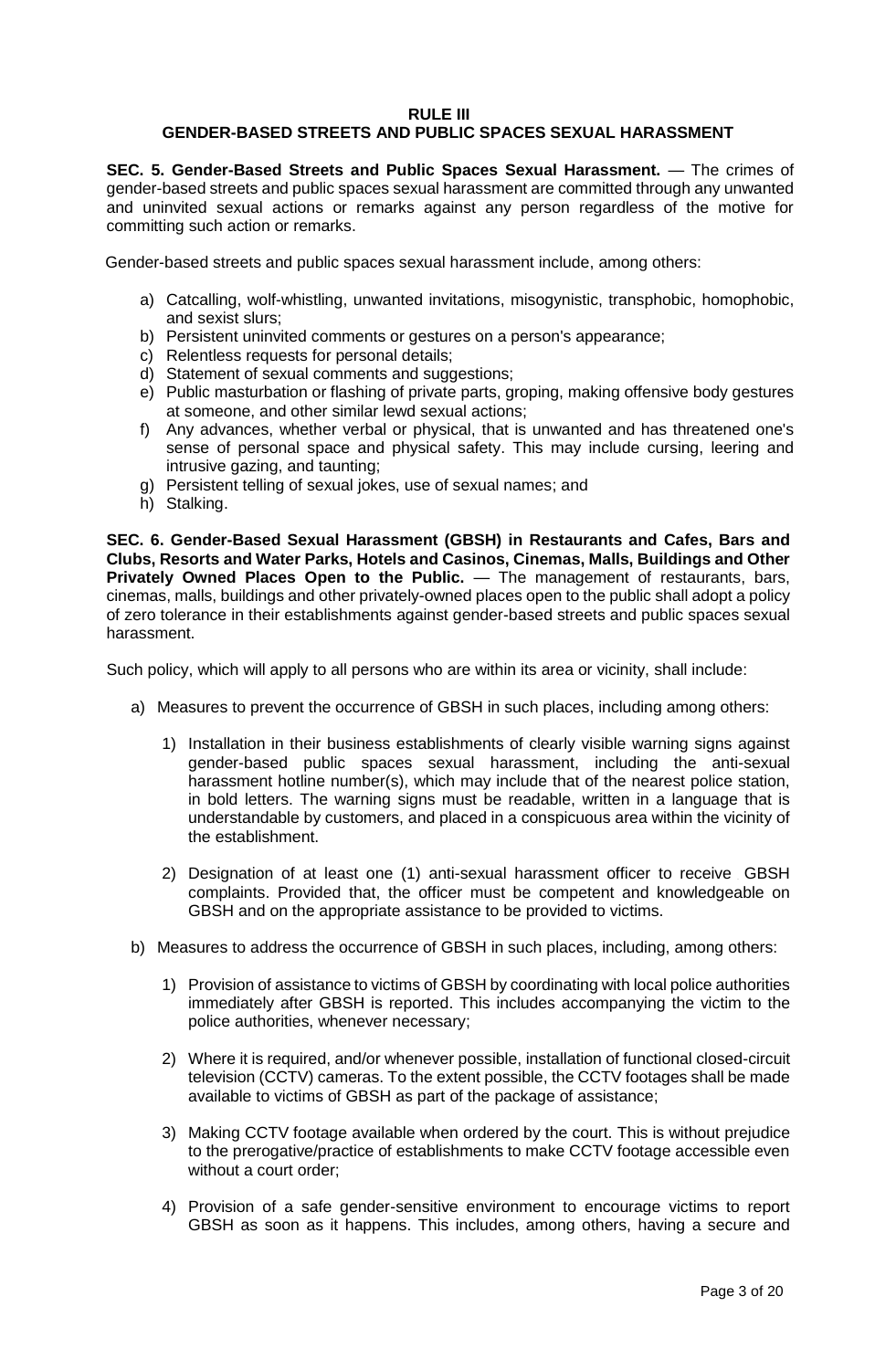## RULE III
## GENDER-BASED STREETS AND PUBLIC SPACES SEXUAL HARASSMENT

**SEC. 5. Gender-Based Streets and Public Spaces Sexual Harassment.** — The crimes of gender-based streets and public spaces sexual harassment are committed through any unwanted and uninvited sexual actions or remarks against any person regardless of the motive for committing such action or remarks.

Gender-based streets and public spaces sexual harassment include, among others:

a) Catcalling, wolf-whistling, unwanted invitations, misogynistic, transphobic, homophobic, and sexist slurs;
b) Persistent uninvited comments or gestures on a person's appearance;
c) Relentless requests for personal details;
d) Statement of sexual comments and suggestions;
e) Public masturbation or flashing of private parts, groping, making offensive body gestures at someone, and other similar lewd sexual actions;
f) Any advances, whether verbal or physical, that is unwanted and has threatened one's sense of personal space and physical safety. This may include cursing, leering and intrusive gazing, and taunting;
g) Persistent telling of sexual jokes, use of sexual names; and
h) Stalking.

**SEC. 6. Gender-Based Sexual Harassment (GBSH) in Restaurants and Cafes, Bars and Clubs, Resorts and Water Parks, Hotels and Casinos, Cinemas, Malls, Buildings and Other Privately Owned Places Open to the Public.** — The management of restaurants, bars, cinemas, malls, buildings and other privately-owned places open to the public shall adopt a policy of zero tolerance in their establishments against gender-based streets and public spaces sexual harassment.

Such policy, which will apply to all persons who are within its area or vicinity, shall include:

a) Measures to prevent the occurrence of GBSH in such places, including among others:

   1) Installation in their business establishments of clearly visible warning signs against gender-based public spaces sexual harassment, including the anti-sexual harassment hotline number(s), which may include that of the nearest police station, in bold letters. The warning signs must be readable, written in a language that is understandable by customers, and placed in a conspicuous area within the vicinity of the establishment.

   2) Designation of at least one (1) anti-sexual harassment officer to receive GBSH complaints. Provided that, the officer must be competent and knowledgeable on GBSH and on the appropriate assistance to be provided to victims.

b) Measures to address the occurrence of GBSH in such places, including, among others:

   1) Provision of assistance to victims of GBSH by coordinating with local police authorities immediately after GBSH is reported. This includes accompanying the victim to the police authorities, whenever necessary;

   2) Where it is required, and/or whenever possible, installation of functional closed-circuit television (CCTV) cameras. To the extent possible, the CCTV footages shall be made available to victims of GBSH as part of the package of assistance;

   3) Making CCTV footage available when ordered by the court. This is without prejudice to the prerogative/practice of establishments to make CCTV footage accessible even without a court order;

   4) Provision of a safe gender-sensitive environment to encourage victims to report GBSH as soon as it happens. This includes, among others, having a secure and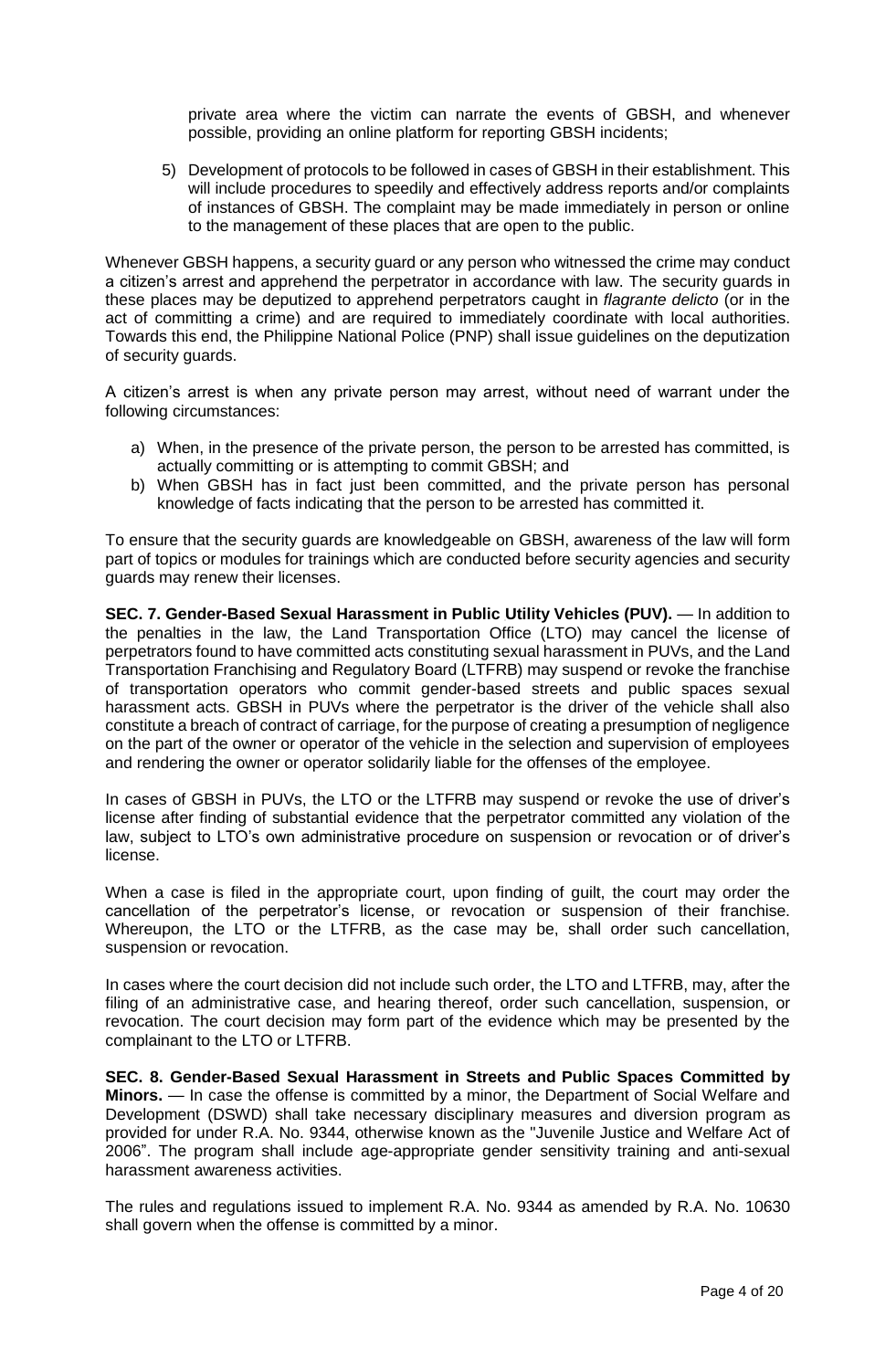private area where the victim can narrate the events of GBSH, and whenever possible, providing an online platform for reporting GBSH incidents;

5) Development of protocols to be followed in cases of GBSH in their establishment. This will include procedures to speedily and effectively address reports and/or complaints of instances of GBSH. The complaint may be made immediately in person or online to the management of these places that are open to the public.

Whenever GBSH happens, a security guard or any person who witnessed the crime may conduct a citizen's arrest and apprehend the perpetrator in accordance with law. The security guards in these places may be deputized to apprehend perpetrators caught in *flagrante delicto* (or in the act of committing a crime) and are required to immediately coordinate with local authorities. Towards this end, the Philippine National Police (PNP) shall issue guidelines on the deputization of security guards.

A citizen's arrest is when any private person may arrest, without need of warrant under the following circumstances:

a) When, in the presence of the private person, the person to be arrested has committed, is actually committing or is attempting to commit GBSH; and
b) When GBSH has in fact just been committed, and the private person has personal knowledge of facts indicating that the person to be arrested has committed it.

To ensure that the security guards are knowledgeable on GBSH, awareness of the law will form part of topics or modules for trainings which are conducted before security agencies and security guards may renew their licenses.

**SEC. 7. Gender-Based Sexual Harassment in Public Utility Vehicles (PUV).** — In addition to the penalties in the law, the Land Transportation Office (LTO) may cancel the license of perpetrators found to have committed acts constituting sexual harassment in PUVs, and the Land Transportation Franchising and Regulatory Board (LTFRB) may suspend or revoke the franchise of transportation operators who commit gender-based streets and public spaces sexual harassment acts. GBSH in PUVs where the perpetrator is the driver of the vehicle shall also constitute a breach of contract of carriage, for the purpose of creating a presumption of negligence on the part of the owner or operator of the vehicle in the selection and supervision of employees and rendering the owner or operator solidarily liable for the offenses of the employee.

In cases of GBSH in PUVs, the LTO or the LTFRB may suspend or revoke the use of driver's license after finding of substantial evidence that the perpetrator committed any violation of the law, subject to LTO's own administrative procedure on suspension or revocation or of driver's license.

When a case is filed in the appropriate court, upon finding of guilt, the court may order the cancellation of the perpetrator's license, or revocation or suspension of their franchise. Whereupon, the LTO or the LTFRB, as the case may be, shall order such cancellation, suspension or revocation.

In cases where the court decision did not include such order, the LTO and LTFRB, may, after the filing of an administrative case, and hearing thereof, order such cancellation, suspension, or revocation. The court decision may form part of the evidence which may be presented by the complainant to the LTO or LTFRB.

**SEC. 8. Gender-Based Sexual Harassment in Streets and Public Spaces Committed by Minors.** — In case the offense is committed by a minor, the Department of Social Welfare and Development (DSWD) shall take necessary disciplinary measures and diversion program as provided for under R.A. No. 9344, otherwise known as the "Juvenile Justice and Welfare Act of 2006". The program shall include age-appropriate gender sensitivity training and anti-sexual harassment awareness activities.

The rules and regulations issued to implement R.A. No. 9344 as amended by R.A. No. 10630 shall govern when the offense is committed by a minor.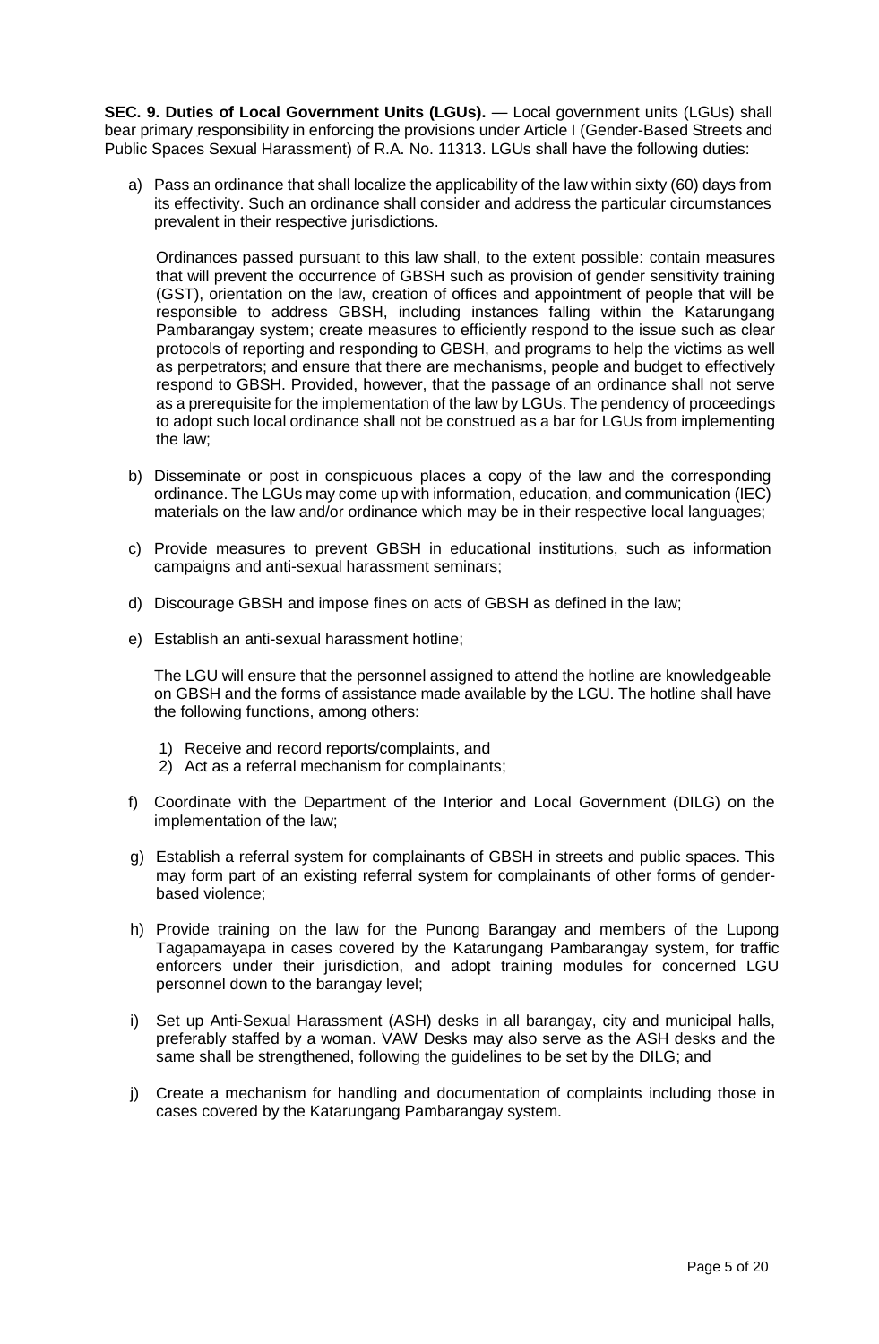**SEC. 9. Duties of Local Government Units (LGUs).** — Local government units (LGUs) shall bear primary responsibility in enforcing the provisions under Article I (Gender-Based Streets and Public Spaces Sexual Harassment) of R.A. No. 11313. LGUs shall have the following duties:

a) Pass an ordinance that shall localize the applicability of the law within sixty (60) days from its effectivity. Such an ordinance shall consider and address the particular circumstances prevalent in their respective jurisdictions.

   Ordinances passed pursuant to this law shall, to the extent possible: contain measures that will prevent the occurrence of GBSH such as provision of gender sensitivity training (GST), orientation on the law, creation of offices and appointment of people that will be responsible to address GBSH, including instances falling within the Katarungang Pambarangay system; create measures to efficiently respond to the issue such as clear protocols of reporting and responding to GBSH, and programs to help the victims as well as perpetrators; and ensure that there are mechanisms, people and budget to effectively respond to GBSH. Provided, however, that the passage of an ordinance shall not serve as a prerequisite for the implementation of the law by LGUs. The pendency of proceedings to adopt such local ordinance shall not be construed as a bar for LGUs from implementing the law;

b) Disseminate or post in conspicuous places a copy of the law and the corresponding ordinance. The LGUs may come up with information, education, and communication (IEC) materials on the law and/or ordinance which may be in their respective local languages;

c) Provide measures to prevent GBSH in educational institutions, such as information campaigns and anti-sexual harassment seminars;

d) Discourage GBSH and impose fines on acts of GBSH as defined in the law;

e) Establish an anti-sexual harassment hotline;

   The LGU will ensure that the personnel assigned to attend the hotline are knowledgeable on GBSH and the forms of assistance made available by the LGU. The hotline shall have the following functions, among others:

   1) Receive and record reports/complaints, and
   2) Act as a referral mechanism for complainants;

f) Coordinate with the Department of the Interior and Local Government (DILG) on the implementation of the law;

g) Establish a referral system for complainants of GBSH in streets and public spaces. This may form part of an existing referral system for complainants of other forms of gender-based violence;

h) Provide training on the law for the Punong Barangay and members of the Lupong Tagapamayapa in cases covered by the Katarungang Pambarangay system, for traffic enforcers under their jurisdiction, and adopt training modules for concerned LGU personnel down to the barangay level;

i) Set up Anti-Sexual Harassment (ASH) desks in all barangay, city and municipal halls, preferably staffed by a woman. VAW Desks may also serve as the ASH desks and the same shall be strengthened, following the guidelines to be set by the DILG; and

j) Create a mechanism for handling and documentation of complaints including those in cases covered by the Katarungang Pambarangay system.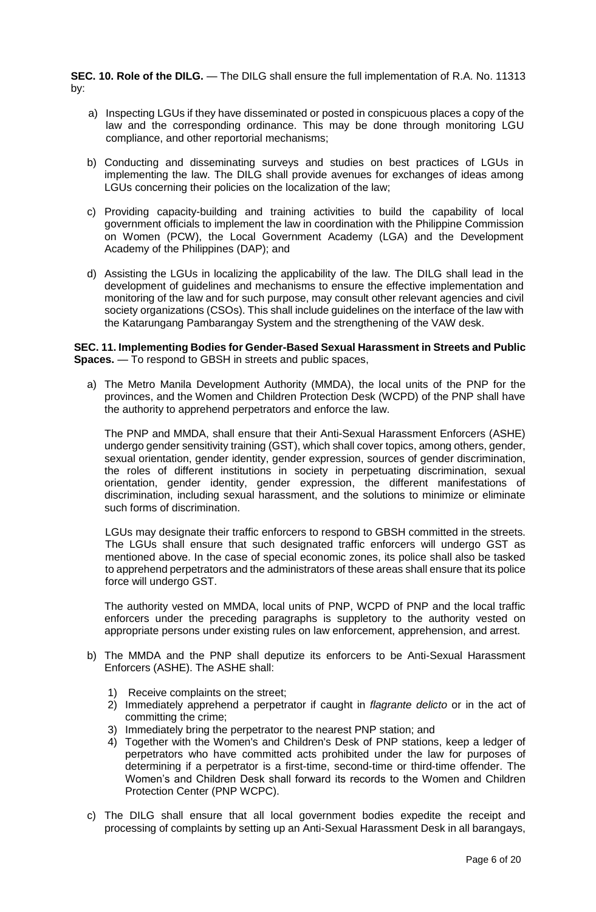**SEC. 10. Role of the DILG.** — The DILG shall ensure the full implementation of R.A. No. 11313 by:

a) Inspecting LGUs if they have disseminated or posted in conspicuous places a copy of the law and the corresponding ordinance. This may be done through monitoring LGU compliance, and other reportorial mechanisms;

b) Conducting and disseminating surveys and studies on best practices of LGUs in implementing the law. The DILG shall provide avenues for exchanges of ideas among LGUs concerning their policies on the localization of the law;

c) Providing capacity-building and training activities to build the capability of local government officials to implement the law in coordination with the Philippine Commission on Women (PCW), the Local Government Academy (LGA) and the Development Academy of the Philippines (DAP); and

d) Assisting the LGUs in localizing the applicability of the law. The DILG shall lead in the development of guidelines and mechanisms to ensure the effective implementation and monitoring of the law and for such purpose, may consult other relevant agencies and civil society organizations (CSOs). This shall include guidelines on the interface of the law with the Katarungang Pambarangay System and the strengthening of the VAW desk.

**SEC. 11. Implementing Bodies for Gender-Based Sexual Harassment in Streets and Public Spaces.** — To respond to GBSH in streets and public spaces,

a) The Metro Manila Development Authority (MMDA), the local units of the PNP for the provinces, and the Women and Children Protection Desk (WCPD) of the PNP shall have the authority to apprehend perpetrators and enforce the law.

   The PNP and MMDA, shall ensure that their Anti-Sexual Harassment Enforcers (ASHE) undergo gender sensitivity training (GST), which shall cover topics, among others, gender, sexual orientation, gender identity, gender expression, sources of gender discrimination, the roles of different institutions in society in perpetuating discrimination, sexual orientation, gender identity, gender expression, the different manifestations of discrimination, including sexual harassment, and the solutions to minimize or eliminate such forms of discrimination.

   LGUs may designate their traffic enforcers to respond to GBSH committed in the streets. The LGUs shall ensure that such designated traffic enforcers will undergo GST as mentioned above. In the case of special economic zones, its police shall also be tasked to apprehend perpetrators and the administrators of these areas shall ensure that its police force will undergo GST.

   The authority vested on MMDA, local units of PNP, WCPD of PNP and the local traffic enforcers under the preceding paragraphs is suppletory to the authority vested on appropriate persons under existing rules on law enforcement, apprehension, and arrest.

b) The MMDA and the PNP shall deputize its enforcers to be Anti-Sexual Harassment Enforcers (ASHE). The ASHE shall:

   1) Receive complaints on the street;
   2) Immediately apprehend a perpetrator if caught in *flagrante delicto* or in the act of committing the crime;
   3) Immediately bring the perpetrator to the nearest PNP station; and
   4) Together with the Women's and Children's Desk of PNP stations, keep a ledger of perpetrators who have committed acts prohibited under the law for purposes of determining if a perpetrator is a first-time, second-time or third-time offender. The Women's and Children Desk shall forward its records to the Women and Children Protection Center (PNP WCPC).

c) The DILG shall ensure that all local government bodies expedite the receipt and processing of complaints by setting up an Anti-Sexual Harassment Desk in all barangays,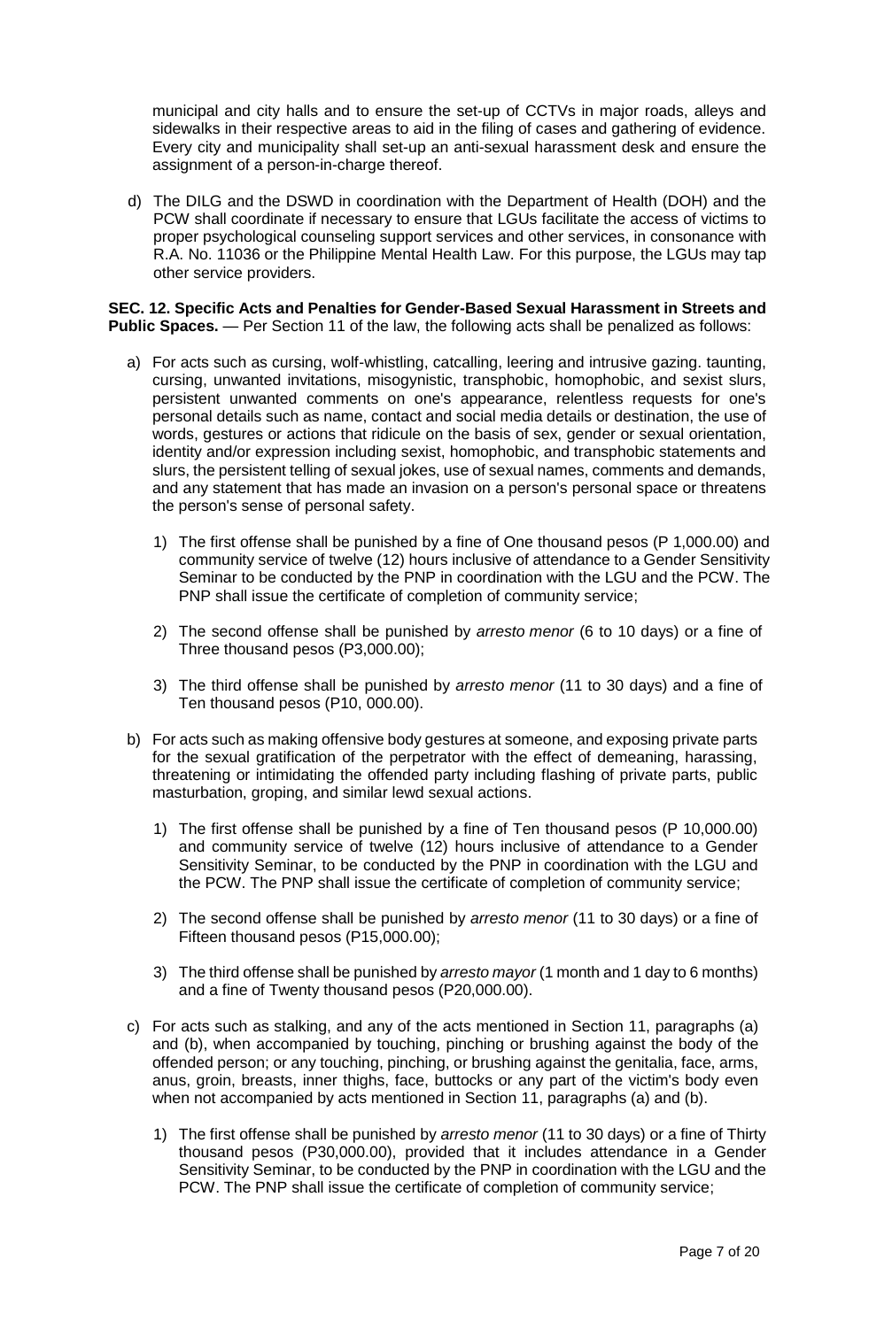municipal and city halls and to ensure the set-up of CCTVs in major roads, alleys and sidewalks in their respective areas to aid in the filing of cases and gathering of evidence. Every city and municipality shall set-up an anti-sexual harassment desk and ensure the assignment of a person-in-charge thereof.

d) The DILG and the DSWD in coordination with the Department of Health (DOH) and the PCW shall coordinate if necessary to ensure that LGUs facilitate the access of victims to proper psychological counseling support services and other services, in consonance with R.A. No. 11036 or the Philippine Mental Health Law. For this purpose, the LGUs may tap other service providers.

**SEC. 12. Specific Acts and Penalties for Gender-Based Sexual Harassment in Streets and Public Spaces.** — Per Section 11 of the law, the following acts shall be penalized as follows:

a) For acts such as cursing, wolf-whistling, catcalling, leering and intrusive gazing. taunting, cursing, unwanted invitations, misogynistic, transphobic, homophobic, and sexist slurs, persistent unwanted comments on one's appearance, relentless requests for one's personal details such as name, contact and social media details or destination, the use of words, gestures or actions that ridicule on the basis of sex, gender or sexual orientation, identity and/or expression including sexist, homophobic, and transphobic statements and slurs, the persistent telling of sexual jokes, use of sexual names, comments and demands, and any statement that has made an invasion on a person's personal space or threatens the person's sense of personal safety.

   1) The first offense shall be punished by a fine of One thousand pesos (P 1,000.00) and community service of twelve (12) hours inclusive of attendance to a Gender Sensitivity Seminar to be conducted by the PNP in coordination with the LGU and the PCW. The PNP shall issue the certificate of completion of community service;

   2) The second offense shall be punished by *arresto menor* (6 to 10 days) or a fine of Three thousand pesos (P3,000.00);

   3) The third offense shall be punished by *arresto menor* (11 to 30 days) and a fine of Ten thousand pesos (P10, 000.00).

b) For acts such as making offensive body gestures at someone, and exposing private parts for the sexual gratification of the perpetrator with the effect of demeaning, harassing, threatening or intimidating the offended party including flashing of private parts, public masturbation, groping, and similar lewd sexual actions.

   1) The first offense shall be punished by a fine of Ten thousand pesos (P 10,000.00) and community service of twelve (12) hours inclusive of attendance to a Gender Sensitivity Seminar, to be conducted by the PNP in coordination with the LGU and the PCW. The PNP shall issue the certificate of completion of community service;

   2) The second offense shall be punished by *arresto menor* (11 to 30 days) or a fine of Fifteen thousand pesos (P15,000.00);

   3) The third offense shall be punished by *arresto mayor* (1 month and 1 day to 6 months) and a fine of Twenty thousand pesos (P20,000.00).

c) For acts such as stalking, and any of the acts mentioned in Section 11, paragraphs (a) and (b), when accompanied by touching, pinching or brushing against the body of the offended person; or any touching, pinching, or brushing against the genitalia, face, arms, anus, groin, breasts, inner thighs, face, buttocks or any part of the victim's body even when not accompanied by acts mentioned in Section 11, paragraphs (a) and (b).

   1) The first offense shall be punished by *arresto menor* (11 to 30 days) or a fine of Thirty thousand pesos (P30,000.00), provided that it includes attendance in a Gender Sensitivity Seminar, to be conducted by the PNP in coordination with the LGU and the PCW. The PNP shall issue the certificate of completion of community service;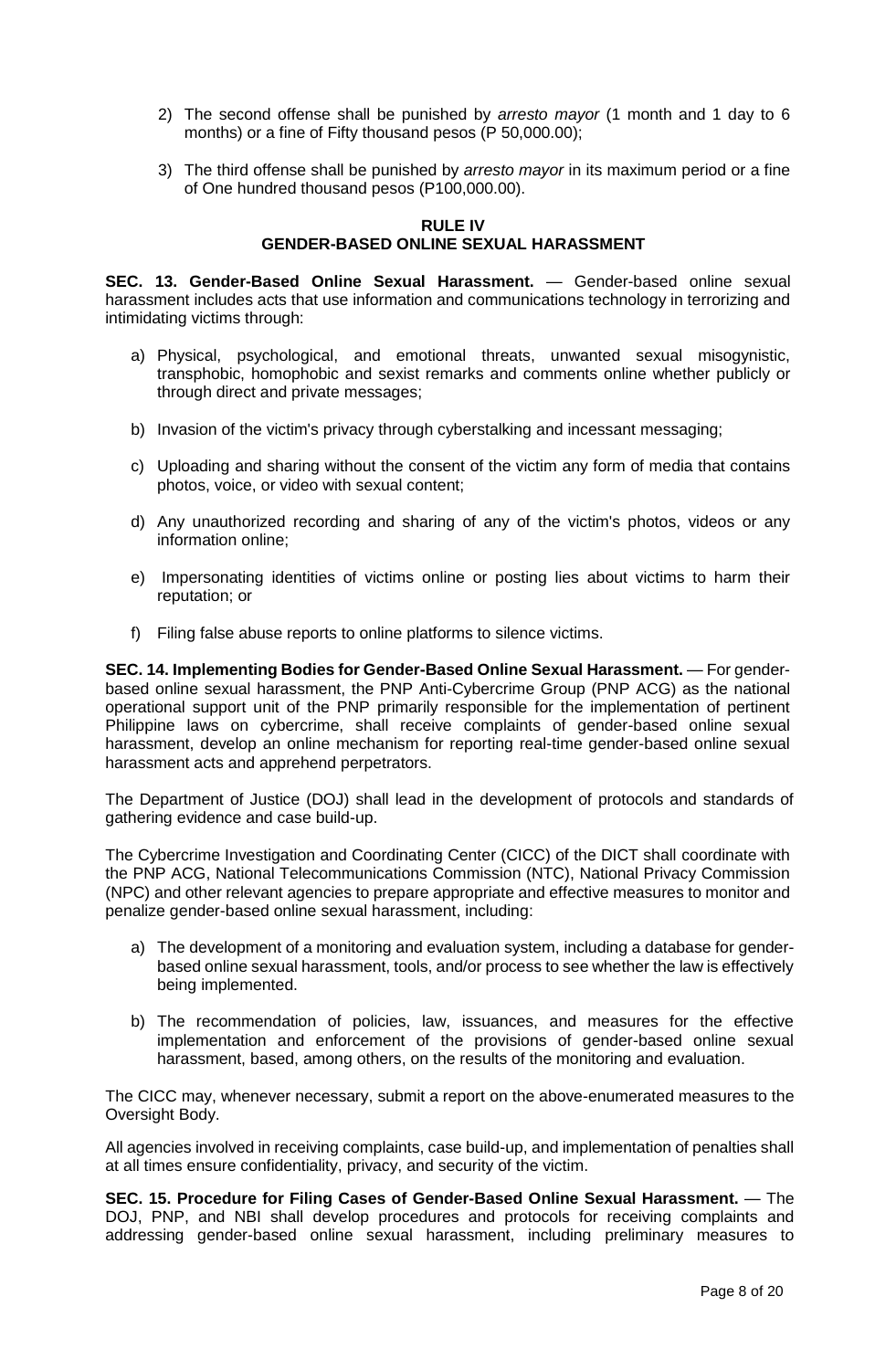2) The second offense shall be punished by *arresto mayor* (1 month and 1 day to 6 months) or a fine of Fifty thousand pesos (P 50,000.00);

3) The third offense shall be punished by *arresto mayor* in its maximum period or a fine of One hundred thousand pesos (P100,000.00).

## RULE IV
## GENDER-BASED ONLINE SEXUAL HARASSMENT

**SEC. 13. Gender-Based Online Sexual Harassment.** — Gender-based online sexual harassment includes acts that use information and communications technology in terrorizing and intimidating victims through:

a) Physical, psychological, and emotional threats, unwanted sexual misogynistic, transphobic, homophobic and sexist remarks and comments online whether publicly or through direct and private messages;

b) Invasion of the victim's privacy through cyberstalking and incessant messaging;

c) Uploading and sharing without the consent of the victim any form of media that contains photos, voice, or video with sexual content;

d) Any unauthorized recording and sharing of any of the victim's photos, videos or any information online;

e) Impersonating identities of victims online or posting lies about victims to harm their reputation; or

f) Filing false abuse reports to online platforms to silence victims.

**SEC. 14. Implementing Bodies for Gender-Based Online Sexual Harassment.** — For gender-based online sexual harassment, the PNP Anti-Cybercrime Group (PNP ACG) as the national operational support unit of the PNP primarily responsible for the implementation of pertinent Philippine laws on cybercrime, shall receive complaints of gender-based online sexual harassment, develop an online mechanism for reporting real-time gender-based online sexual harassment acts and apprehend perpetrators.

The Department of Justice (DOJ) shall lead in the development of protocols and standards of gathering evidence and case build-up.

The Cybercrime Investigation and Coordinating Center (CICC) of the DICT shall coordinate with the PNP ACG, National Telecommunications Commission (NTC), National Privacy Commission (NPC) and other relevant agencies to prepare appropriate and effective measures to monitor and penalize gender-based online sexual harassment, including:

a) The development of a monitoring and evaluation system, including a database for gender-based online sexual harassment, tools, and/or process to see whether the law is effectively being implemented.

b) The recommendation of policies, law, issuances, and measures for the effective implementation and enforcement of the provisions of gender-based online sexual harassment, based, among others, on the results of the monitoring and evaluation.

The CICC may, whenever necessary, submit a report on the above-enumerated measures to the Oversight Body.

All agencies involved in receiving complaints, case build-up, and implementation of penalties shall at all times ensure confidentiality, privacy, and security of the victim.

**SEC. 15. Procedure for Filing Cases of Gender-Based Online Sexual Harassment.** — The DOJ, PNP, and NBI shall develop procedures and protocols for receiving complaints and addressing gender-based online sexual harassment, including preliminary measures to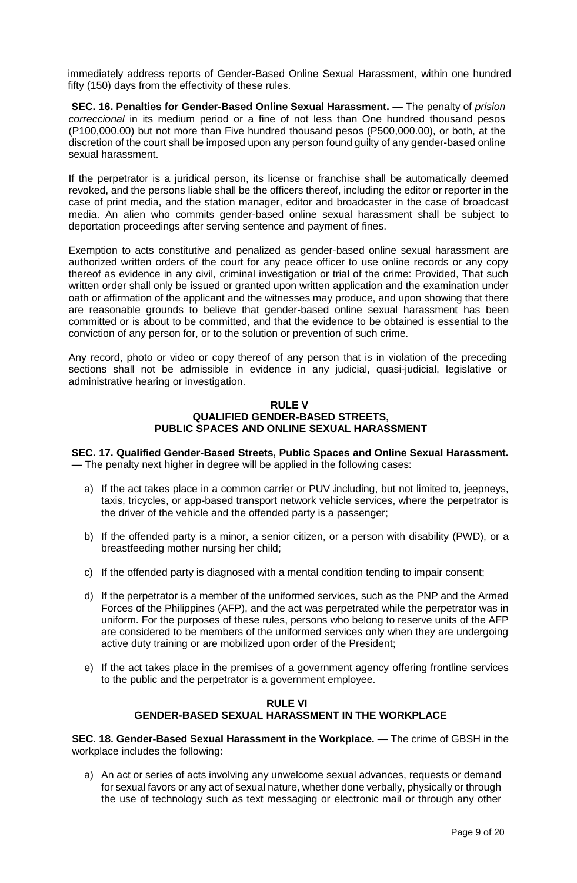immediately address reports of Gender-Based Online Sexual Harassment, within one hundred fifty (150) days from the effectivity of these rules.

**SEC. 16. Penalties for Gender-Based Online Sexual Harassment.** — The penalty of *prision correccional* in its medium period or a fine of not less than One hundred thousand pesos (P100,000.00) but not more than Five hundred thousand pesos (P500,000.00), or both, at the discretion of the court shall be imposed upon any person found guilty of any gender-based online sexual harassment.

If the perpetrator is a juridical person, its license or franchise shall be automatically deemed revoked, and the persons liable shall be the officers thereof, including the editor or reporter in the case of print media, and the station manager, editor and broadcaster in the case of broadcast media. An alien who commits gender-based online sexual harassment shall be subject to deportation proceedings after serving sentence and payment of fines.

Exemption to acts constitutive and penalized as gender-based online sexual harassment are authorized written orders of the court for any peace officer to use online records or any copy thereof as evidence in any civil, criminal investigation or trial of the crime: Provided, That such written order shall only be issued or granted upon written application and the examination under oath or affirmation of the applicant and the witnesses may produce, and upon showing that there are reasonable grounds to believe that gender-based online sexual harassment has been committed or is about to be committed, and that the evidence to be obtained is essential to the conviction of any person for, or to the solution or prevention of such crime.

Any record, photo or video or copy thereof of any person that is in violation of the preceding sections shall not be admissible in evidence in any judicial, quasi-judicial, legislative or administrative hearing or investigation.

## RULE V
## QUALIFIED GENDER-BASED STREETS, PUBLIC SPACES AND ONLINE SEXUAL HARASSMENT

**SEC. 17. Qualified Gender-Based Streets, Public Spaces and Online Sexual Harassment.** — The penalty next higher in degree will be applied in the following cases:

a) If the act takes place in a common carrier or PUV including, but not limited to, jeepneys, taxis, tricycles, or app-based transport network vehicle services, where the perpetrator is the driver of the vehicle and the offended party is a passenger;

b) If the offended party is a minor, a senior citizen, or a person with disability (PWD), or a breastfeeding mother nursing her child;

c) If the offended party is diagnosed with a mental condition tending to impair consent;

d) If the perpetrator is a member of the uniformed services, such as the PNP and the Armed Forces of the Philippines (AFP), and the act was perpetrated while the perpetrator was in uniform. For the purposes of these rules, persons who belong to reserve units of the AFP are considered to be members of the uniformed services only when they are undergoing active duty training or are mobilized upon order of the President;

e) If the act takes place in the premises of a government agency offering frontline services to the public and the perpetrator is a government employee.

## RULE VI
## GENDER-BASED SEXUAL HARASSMENT IN THE WORKPLACE

**SEC. 18. Gender-Based Sexual Harassment in the Workplace.** — The crime of GBSH in the workplace includes the following:

a) An act or series of acts involving any unwelcome sexual advances, requests or demand for sexual favors or any act of sexual nature, whether done verbally, physically or through the use of technology such as text messaging or electronic mail or through any other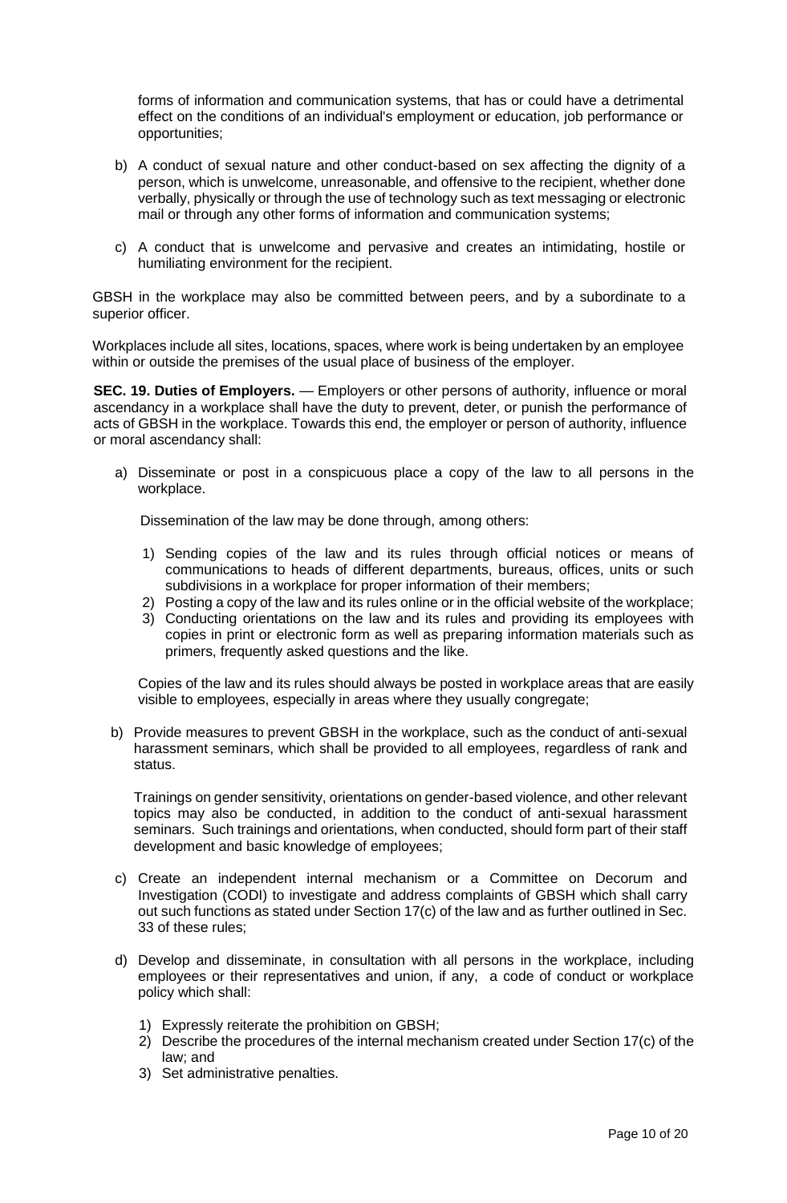forms of information and communication systems, that has or could have a detrimental effect on the conditions of an individual's employment or education, job performance or opportunities;

b) A conduct of sexual nature and other conduct-based on sex affecting the dignity of a person, which is unwelcome, unreasonable, and offensive to the recipient, whether done verbally, physically or through the use of technology such as text messaging or electronic mail or through any other forms of information and communication systems;

c) A conduct that is unwelcome and pervasive and creates an intimidating, hostile or humiliating environment for the recipient.

GBSH in the workplace may also be committed between peers, and by a subordinate to a superior officer.

Workplaces include all sites, locations, spaces, where work is being undertaken by an employee within or outside the premises of the usual place of business of the employer.

**SEC. 19. Duties of Employers.** — Employers or other persons of authority, influence or moral ascendancy in a workplace shall have the duty to prevent, deter, or punish the performance of acts of GBSH in the workplace. Towards this end, the employer or person of authority, influence or moral ascendancy shall:

a) Disseminate or post in a conspicuous place a copy of the law to all persons in the workplace.

   Dissemination of the law may be done through, among others:

   1) Sending copies of the law and its rules through official notices or means of communications to heads of different departments, bureaus, offices, units or such subdivisions in a workplace for proper information of their members;
   2) Posting a copy of the law and its rules online or in the official website of the workplace;
   3) Conducting orientations on the law and its rules and providing its employees with copies in print or electronic form as well as preparing information materials such as primers, frequently asked questions and the like.

   Copies of the law and its rules should always be posted in workplace areas that are easily visible to employees, especially in areas where they usually congregate;

b) Provide measures to prevent GBSH in the workplace, such as the conduct of anti-sexual harassment seminars, which shall be provided to all employees, regardless of rank and status.

   Trainings on gender sensitivity, orientations on gender-based violence, and other relevant topics may also be conducted, in addition to the conduct of anti-sexual harassment seminars. Such trainings and orientations, when conducted, should form part of their staff development and basic knowledge of employees;

c) Create an independent internal mechanism or a Committee on Decorum and Investigation (CODI) to investigate and address complaints of GBSH which shall carry out such functions as stated under Section 17(c) of the law and as further outlined in Sec. 33 of these rules;

d) Develop and disseminate, in consultation with all persons in the workplace, including employees or their representatives and union, if any, a code of conduct or workplace policy which shall:

   1) Expressly reiterate the prohibition on GBSH;
   2) Describe the procedures of the internal mechanism created under Section 17(c) of the law; and
   3) Set administrative penalties.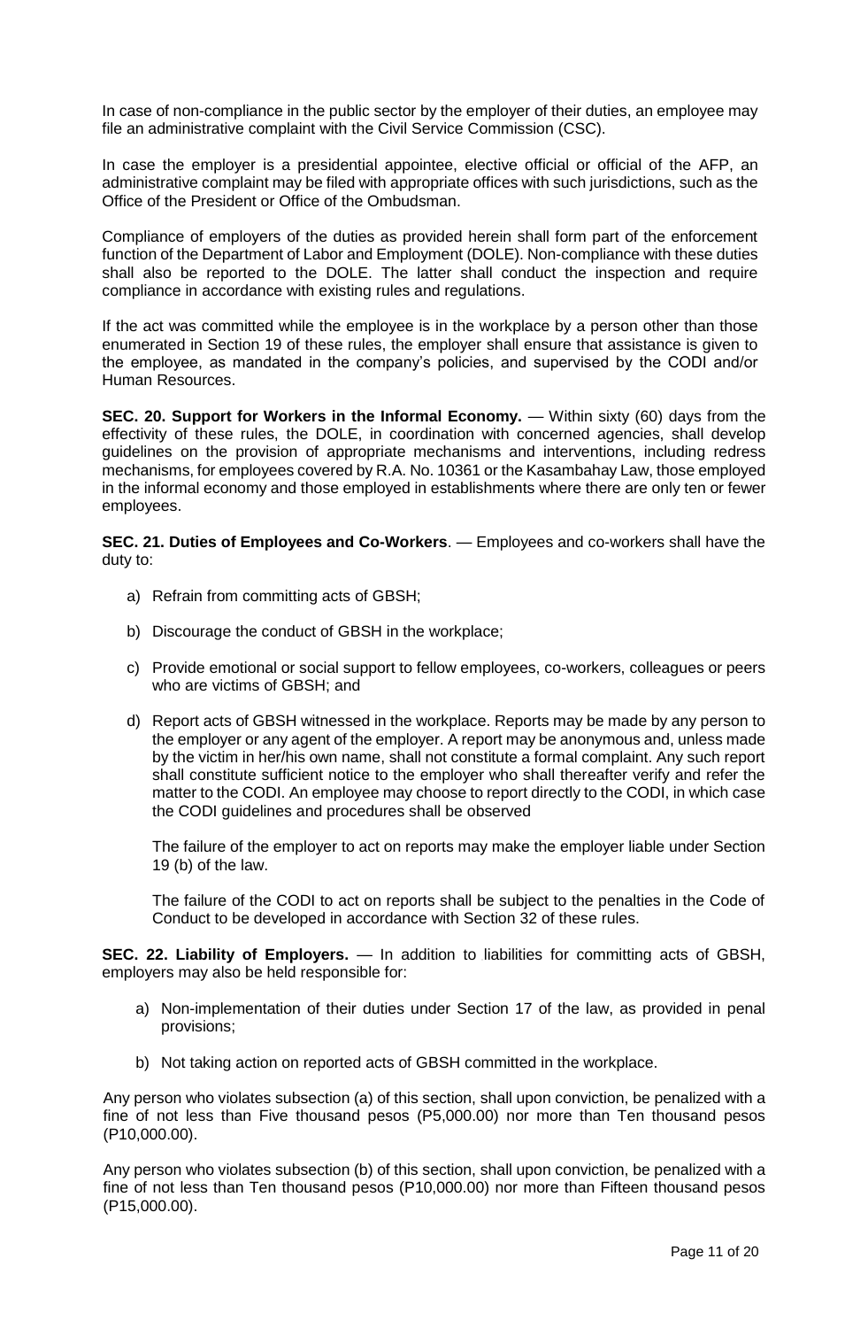In case of non-compliance in the public sector by the employer of their duties, an employee may file an administrative complaint with the Civil Service Commission (CSC).

In case the employer is a presidential appointee, elective official or official of the AFP, an administrative complaint may be filed with appropriate offices with such jurisdictions, such as the Office of the President or Office of the Ombudsman.

Compliance of employers of the duties as provided herein shall form part of the enforcement function of the Department of Labor and Employment (DOLE). Non-compliance with these duties shall also be reported to the DOLE. The latter shall conduct the inspection and require compliance in accordance with existing rules and regulations.

If the act was committed while the employee is in the workplace by a person other than those enumerated in Section 19 of these rules, the employer shall ensure that assistance is given to the employee, as mandated in the company's policies, and supervised by the CODI and/or Human Resources.

**SEC. 20. Support for Workers in the Informal Economy.** — Within sixty (60) days from the effectivity of these rules, the DOLE, in coordination with concerned agencies, shall develop guidelines on the provision of appropriate mechanisms and interventions, including redress mechanisms, for employees covered by R.A. No. 10361 or the Kasambahay Law, those employed in the informal economy and those employed in establishments where there are only ten or fewer employees.

**SEC. 21. Duties of Employees and Co-Workers**. — Employees and co-workers shall have the duty to:

a) Refrain from committing acts of GBSH;

b) Discourage the conduct of GBSH in the workplace;

c) Provide emotional or social support to fellow employees, co-workers, colleagues or peers who are victims of GBSH; and

d) Report acts of GBSH witnessed in the workplace. Reports may be made by any person to the employer or any agent of the employer. A report may be anonymous and, unless made by the victim in her/his own name, shall not constitute a formal complaint. Any such report shall constitute sufficient notice to the employer who shall thereafter verify and refer the matter to the CODI. An employee may choose to report directly to the CODI, in which case the CODI guidelines and procedures shall be observed

   The failure of the employer to act on reports may make the employer liable under Section 19 (b) of the law.

   The failure of the CODI to act on reports shall be subject to the penalties in the Code of Conduct to be developed in accordance with Section 32 of these rules.

**SEC. 22. Liability of Employers.** — In addition to liabilities for committing acts of GBSH, employers may also be held responsible for:

a) Non-implementation of their duties under Section 17 of the law, as provided in penal provisions;

b) Not taking action on reported acts of GBSH committed in the workplace.

Any person who violates subsection (a) of this section, shall upon conviction, be penalized with a fine of not less than Five thousand pesos (P5,000.00) nor more than Ten thousand pesos (P10,000.00).

Any person who violates subsection (b) of this section, shall upon conviction, be penalized with a fine of not less than Ten thousand pesos (P10,000.00) nor more than Fifteen thousand pesos (P15,000.00).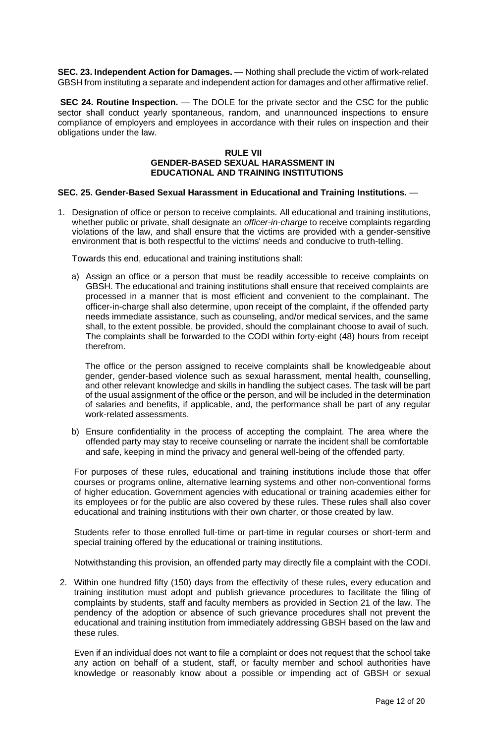**SEC. 23. Independent Action for Damages.** — Nothing shall preclude the victim of work-related GBSH from instituting a separate and independent action for damages and other affirmative relief.

**SEC 24. Routine Inspection.** — The DOLE for the private sector and the CSC for the public sector shall conduct yearly spontaneous, random, and unannounced inspections to ensure compliance of employers and employees in accordance with their rules on inspection and their obligations under the law.

## RULE VII
## GENDER-BASED SEXUAL HARASSMENT IN EDUCATIONAL AND TRAINING INSTITUTIONS

**SEC. 25. Gender-Based Sexual Harassment in Educational and Training Institutions.** —

1. Designation of office or person to receive complaints. All educational and training institutions, whether public or private, shall designate an *officer-in-charge* to receive complaints regarding violations of the law, and shall ensure that the victims are provided with a gender-sensitive environment that is both respectful to the victims' needs and conducive to truth-telling.

   Towards this end, educational and training institutions shall:

   a) Assign an office or a person that must be readily accessible to receive complaints on GBSH. The educational and training institutions shall ensure that received complaints are processed in a manner that is most efficient and convenient to the complainant. The officer-in-charge shall also determine, upon receipt of the complaint, if the offended party needs immediate assistance, such as counseling, and/or medical services, and the same shall, to the extent possible, be provided, should the complainant choose to avail of such. The complaints shall be forwarded to the CODI within forty-eight (48) hours from receipt therefrom.

      The office or the person assigned to receive complaints shall be knowledgeable about gender, gender-based violence such as sexual harassment, mental health, counselling, and other relevant knowledge and skills in handling the subject cases. The task will be part of the usual assignment of the office or the person, and will be included in the determination of salaries and benefits, if applicable, and, the performance shall be part of any regular work-related assessments.

   b) Ensure confidentiality in the process of accepting the complaint. The area where the offended party may stay to receive counseling or narrate the incident shall be comfortable and safe, keeping in mind the privacy and general well-being of the offended party.

   For purposes of these rules, educational and training institutions include those that offer courses or programs online, alternative learning systems and other non-conventional forms of higher education. Government agencies with educational or training academies either for its employees or for the public are also covered by these rules. These rules shall also cover educational and training institutions with their own charter, or those created by law.

   Students refer to those enrolled full-time or part-time in regular courses or short-term and special training offered by the educational or training institutions.

   Notwithstanding this provision, an offended party may directly file a complaint with the CODI.

2. Within one hundred fifty (150) days from the effectivity of these rules, every education and training institution must adopt and publish grievance procedures to facilitate the filing of complaints by students, staff and faculty members as provided in Section 21 of the law. The pendency of the adoption or absence of such grievance procedures shall not prevent the educational and training institution from immediately addressing GBSH based on the law and these rules.

   Even if an individual does not want to file a complaint or does not request that the school take any action on behalf of a student, staff, or faculty member and school authorities have knowledge or reasonably know about a possible or impending act of GBSH or sexual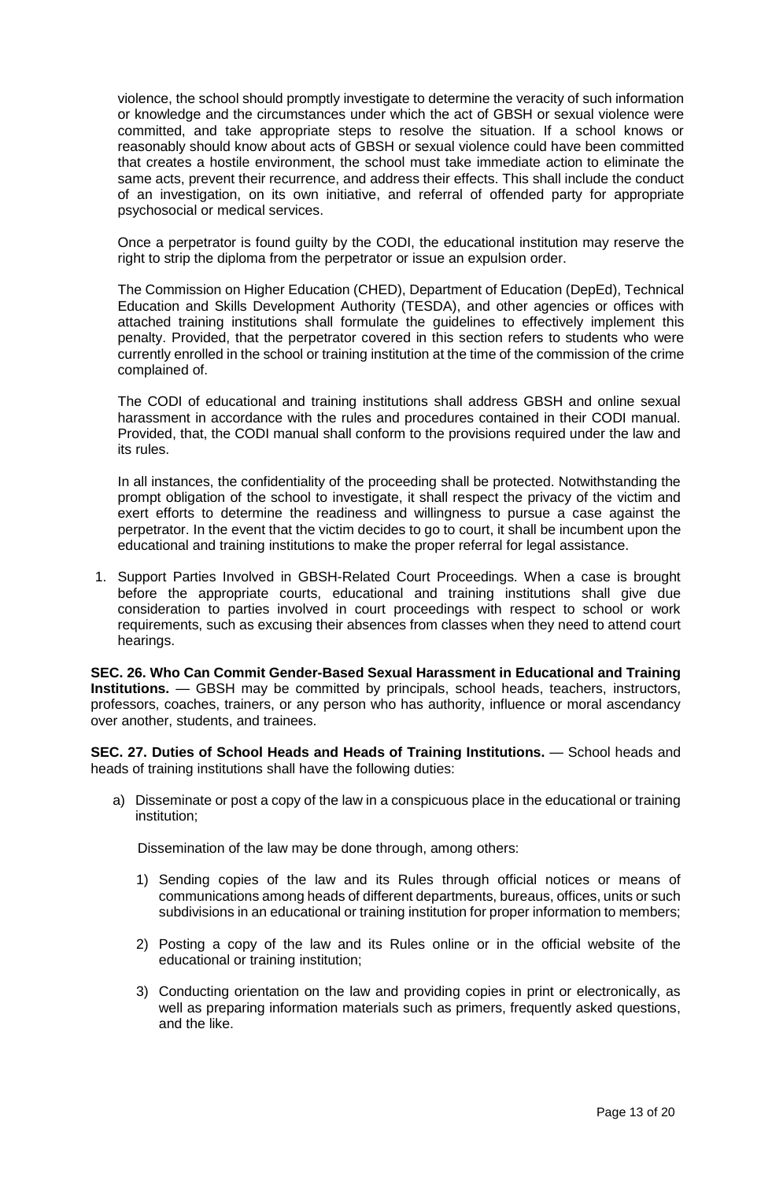violence, the school should promptly investigate to determine the veracity of such information or knowledge and the circumstances under which the act of GBSH or sexual violence were committed, and take appropriate steps to resolve the situation. If a school knows or reasonably should know about acts of GBSH or sexual violence could have been committed that creates a hostile environment, the school must take immediate action to eliminate the same acts, prevent their recurrence, and address their effects. This shall include the conduct of an investigation, on its own initiative, and referral of offended party for appropriate psychosocial or medical services.

Once a perpetrator is found guilty by the CODI, the educational institution may reserve the right to strip the diploma from the perpetrator or issue an expulsion order.

The Commission on Higher Education (CHED), Department of Education (DepEd), Technical Education and Skills Development Authority (TESDA), and other agencies or offices with attached training institutions shall formulate the guidelines to effectively implement this penalty. Provided, that the perpetrator covered in this section refers to students who were currently enrolled in the school or training institution at the time of the commission of the crime complained of.

The CODI of educational and training institutions shall address GBSH and online sexual harassment in accordance with the rules and procedures contained in their CODI manual. Provided, that, the CODI manual shall conform to the provisions required under the law and its rules.

In all instances, the confidentiality of the proceeding shall be protected. Notwithstanding the prompt obligation of the school to investigate, it shall respect the privacy of the victim and exert efforts to determine the readiness and willingness to pursue a case against the perpetrator. In the event that the victim decides to go to court, it shall be incumbent upon the educational and training institutions to make the proper referral for legal assistance.

1. Support Parties Involved in GBSH-Related Court Proceedings. When a case is brought before the appropriate courts, educational and training institutions shall give due consideration to parties involved in court proceedings with respect to school or work requirements, such as excusing their absences from classes when they need to attend court hearings.

**SEC. 26. Who Can Commit Gender-Based Sexual Harassment in Educational and Training Institutions.** — GBSH may be committed by principals, school heads, teachers, instructors, professors, coaches, trainers, or any person who has authority, influence or moral ascendancy over another, students, and trainees.

**SEC. 27. Duties of School Heads and Heads of Training Institutions.** — School heads and heads of training institutions shall have the following duties:

a) Disseminate or post a copy of the law in a conspicuous place in the educational or training institution;

   Dissemination of the law may be done through, among others:

   1) Sending copies of the law and its Rules through official notices or means of communications among heads of different departments, bureaus, offices, units or such subdivisions in an educational or training institution for proper information to members;

   2) Posting a copy of the law and its Rules online or in the official website of the educational or training institution;

   3) Conducting orientation on the law and providing copies in print or electronically, as well as preparing information materials such as primers, frequently asked questions, and the like.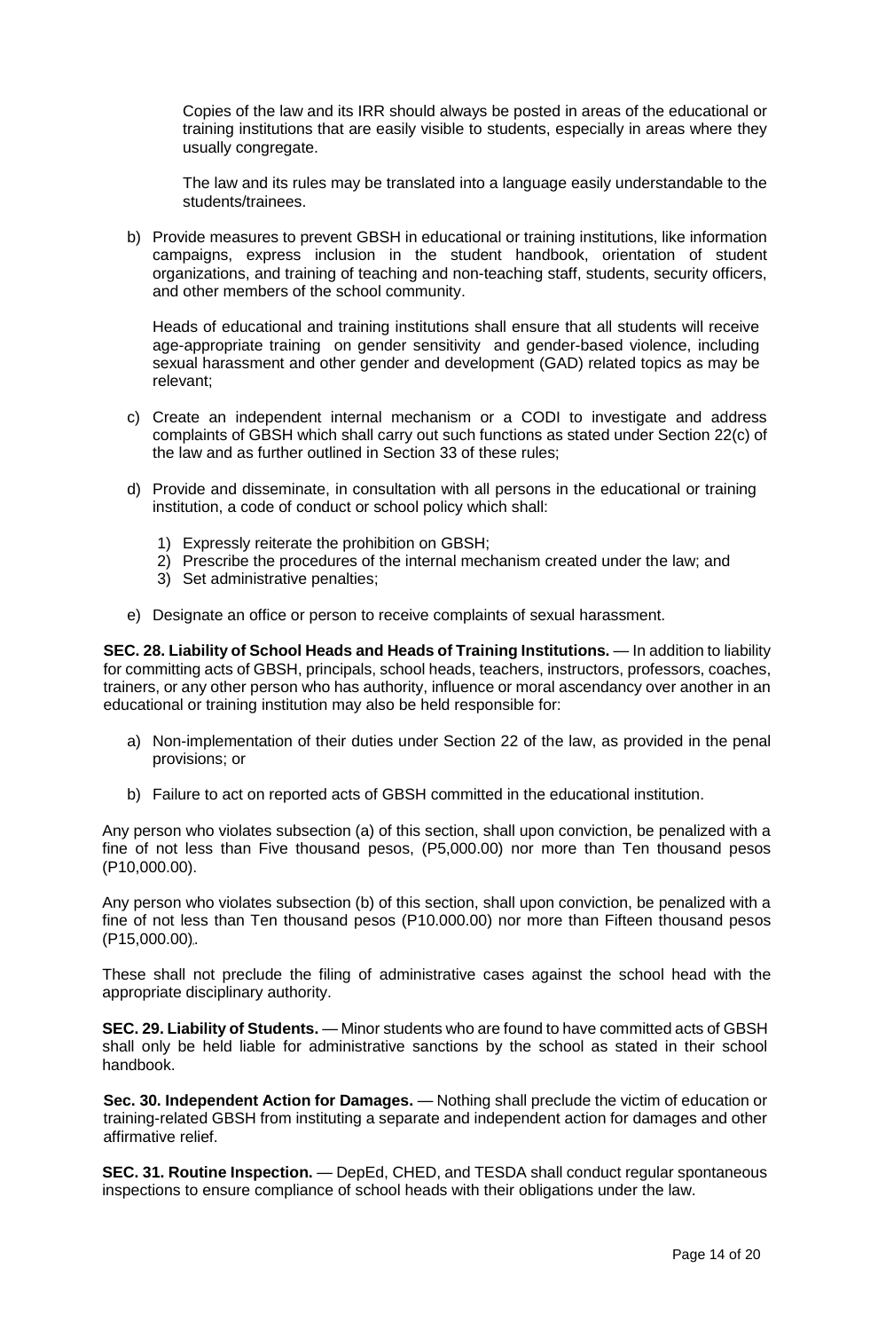Copies of the law and its IRR should always be posted in areas of the educational or training institutions that are easily visible to students, especially in areas where they usually congregate.

The law and its rules may be translated into a language easily understandable to the students/trainees.

b) Provide measures to prevent GBSH in educational or training institutions, like information campaigns, express inclusion in the student handbook, orientation of student organizations, and training of teaching and non-teaching staff, students, security officers, and other members of the school community.

   Heads of educational and training institutions shall ensure that all students will receive age-appropriate training on gender sensitivity and gender-based violence, including sexual harassment and other gender and development (GAD) related topics as may be relevant;

c) Create an independent internal mechanism or a CODI to investigate and address complaints of GBSH which shall carry out such functions as stated under Section 22(c) of the law and as further outlined in Section 33 of these rules;

d) Provide and disseminate, in consultation with all persons in the educational or training institution, a code of conduct or school policy which shall:

   1) Expressly reiterate the prohibition on GBSH;
   2) Prescribe the procedures of the internal mechanism created under the law; and
   3) Set administrative penalties;

e) Designate an office or person to receive complaints of sexual harassment.

**SEC. 28. Liability of School Heads and Heads of Training Institutions.** — In addition to liability for committing acts of GBSH, principals, school heads, teachers, instructors, professors, coaches, trainers, or any other person who has authority, influence or moral ascendancy over another in an educational or training institution may also be held responsible for:

a) Non-implementation of their duties under Section 22 of the law, as provided in the penal provisions; or

b) Failure to act on reported acts of GBSH committed in the educational institution.

Any person who violates subsection (a) of this section, shall upon conviction, be penalized with a fine of not less than Five thousand pesos, (P5,000.00) nor more than Ten thousand pesos (P10,000.00).

Any person who violates subsection (b) of this section, shall upon conviction, be penalized with a fine of not less than Ten thousand pesos (P10.000.00) nor more than Fifteen thousand pesos (P15,000.00).

These shall not preclude the filing of administrative cases against the school head with the appropriate disciplinary authority.

**SEC. 29. Liability of Students.** — Minor students who are found to have committed acts of GBSH shall only be held liable for administrative sanctions by the school as stated in their school handbook.

**Sec. 30. Independent Action for Damages.** — Nothing shall preclude the victim of education or training-related GBSH from instituting a separate and independent action for damages and other affirmative relief.

**SEC. 31. Routine Inspection.** — DepEd, CHED, and TESDA shall conduct regular spontaneous inspections to ensure compliance of school heads with their obligations under the law.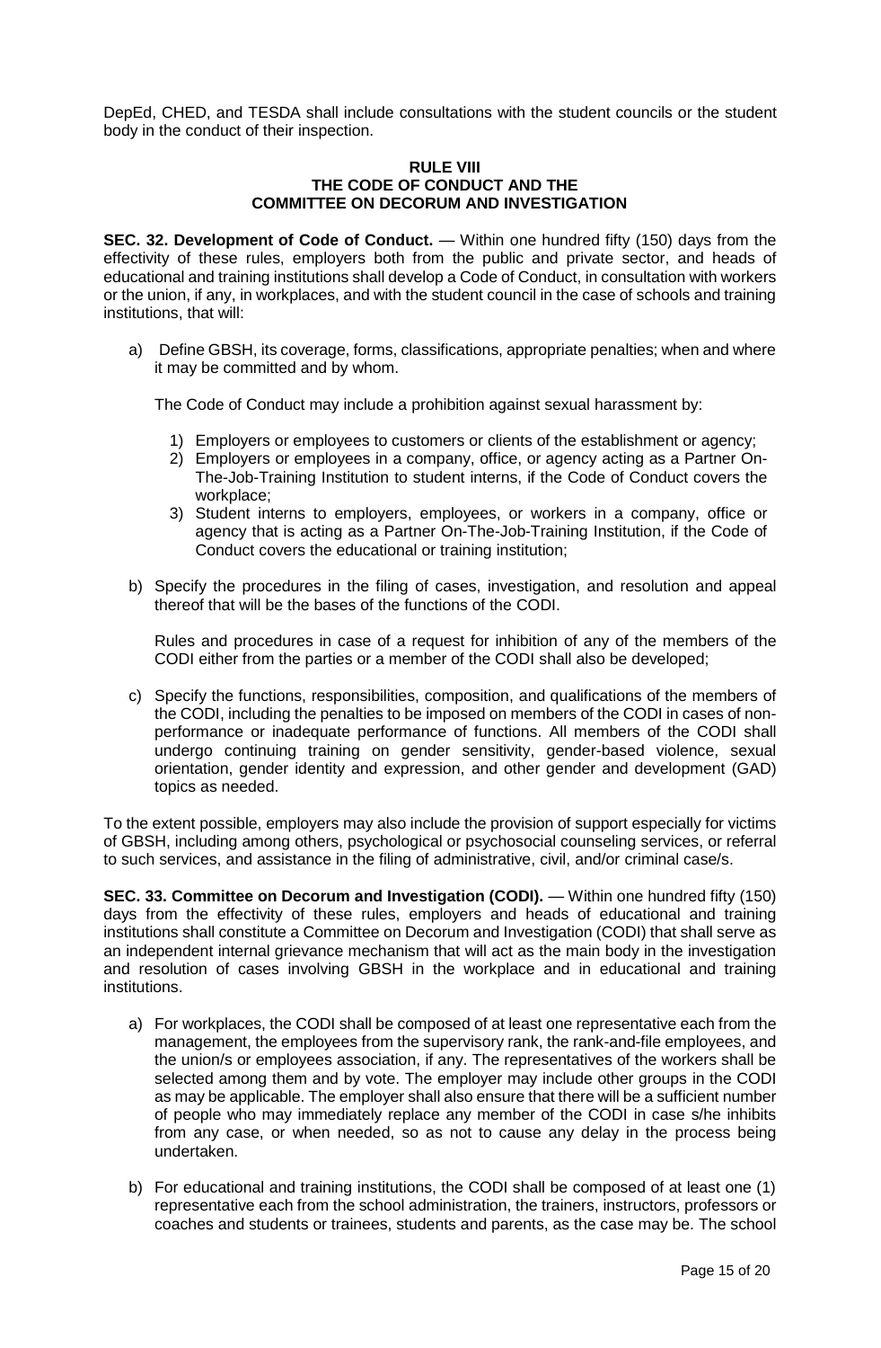DepEd, CHED, and TESDA shall include consultations with the student councils or the student body in the conduct of their inspection.

## RULE VIII
## THE CODE OF CONDUCT AND THE COMMITTEE ON DECORUM AND INVESTIGATION

**SEC. 32. Development of Code of Conduct.** — Within one hundred fifty (150) days from the effectivity of these rules, employers both from the public and private sector, and heads of educational and training institutions shall develop a Code of Conduct, in consultation with workers or the union, if any, in workplaces, and with the student council in the case of schools and training institutions, that will:

a) Define GBSH, its coverage, forms, classifications, appropriate penalties; when and where it may be committed and by whom.

   The Code of Conduct may include a prohibition against sexual harassment by:

   1) Employers or employees to customers or clients of the establishment or agency;
   2) Employers or employees in a company, office, or agency acting as a Partner On-The-Job-Training Institution to student interns, if the Code of Conduct covers the workplace;
   3) Student interns to employers, employees, or workers in a company, office or agency that is acting as a Partner On-The-Job-Training Institution, if the Code of Conduct covers the educational or training institution;

b) Specify the procedures in the filing of cases, investigation, and resolution and appeal thereof that will be the bases of the functions of the CODI.

   Rules and procedures in case of a request for inhibition of any of the members of the CODI either from the parties or a member of the CODI shall also be developed;

c) Specify the functions, responsibilities, composition, and qualifications of the members of the CODI, including the penalties to be imposed on members of the CODI in cases of non-performance or inadequate performance of functions. All members of the CODI shall undergo continuing training on gender sensitivity, gender-based violence, sexual orientation, gender identity and expression, and other gender and development (GAD) topics as needed.

To the extent possible, employers may also include the provision of support especially for victims of GBSH, including among others, psychological or psychosocial counseling services, or referral to such services, and assistance in the filing of administrative, civil, and/or criminal case/s.

**SEC. 33. Committee on Decorum and Investigation (CODI).** — Within one hundred fifty (150) days from the effectivity of these rules, employers and heads of educational and training institutions shall constitute a Committee on Decorum and Investigation (CODI) that shall serve as an independent internal grievance mechanism that will act as the main body in the investigation and resolution of cases involving GBSH in the workplace and in educational and training institutions.

a) For workplaces, the CODI shall be composed of at least one representative each from the management, the employees from the supervisory rank, the rank-and-file employees, and the union/s or employees association, if any. The representatives of the workers shall be selected among them and by vote. The employer may include other groups in the CODI as may be applicable. The employer shall also ensure that there will be a sufficient number of people who may immediately replace any member of the CODI in case s/he inhibits from any case, or when needed, so as not to cause any delay in the process being undertaken.

b) For educational and training institutions, the CODI shall be composed of at least one (1) representative each from the school administration, the trainers, instructors, professors or coaches and students or trainees, students and parents, as the case may be. The school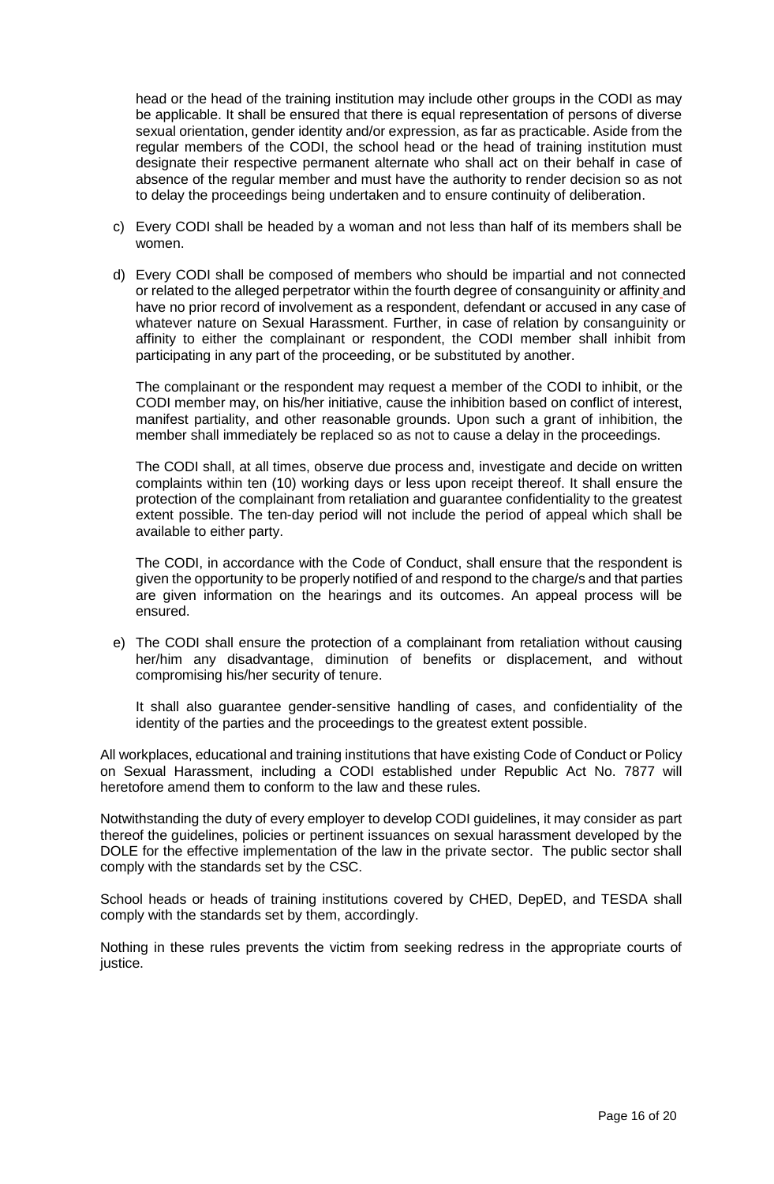head or the head of the training institution may include other groups in the CODI as may be applicable. It shall be ensured that there is equal representation of persons of diverse sexual orientation, gender identity and/or expression, as far as practicable. Aside from the regular members of the CODI, the school head or the head of training institution must designate their respective permanent alternate who shall act on their behalf in case of absence of the regular member and must have the authority to render decision so as not to delay the proceedings being undertaken and to ensure continuity of deliberation.

c) Every CODI shall be headed by a woman and not less than half of its members shall be women.

d) Every CODI shall be composed of members who should be impartial and not connected or related to the alleged perpetrator within the fourth degree of consanguinity or affinity and have no prior record of involvement as a respondent, defendant or accused in any case of whatever nature on Sexual Harassment. Further, in case of relation by consanguinity or affinity to either the complainant or respondent, the CODI member shall inhibit from participating in any part of the proceeding, or be substituted by another.

   The complainant or the respondent may request a member of the CODI to inhibit, or the CODI member may, on his/her initiative, cause the inhibition based on conflict of interest, manifest partiality, and other reasonable grounds. Upon such a grant of inhibition, the member shall immediately be replaced so as not to cause a delay in the proceedings.

   The CODI shall, at all times, observe due process and, investigate and decide on written complaints within ten (10) working days or less upon receipt thereof. It shall ensure the protection of the complainant from retaliation and guarantee confidentiality to the greatest extent possible. The ten-day period will not include the period of appeal which shall be available to either party.

   The CODI, in accordance with the Code of Conduct, shall ensure that the respondent is given the opportunity to be properly notified of and respond to the charge/s and that parties are given information on the hearings and its outcomes. An appeal process will be ensured.

e) The CODI shall ensure the protection of a complainant from retaliation without causing her/him any disadvantage, diminution of benefits or displacement, and without compromising his/her security of tenure.

   It shall also guarantee gender-sensitive handling of cases, and confidentiality of the identity of the parties and the proceedings to the greatest extent possible.

All workplaces, educational and training institutions that have existing Code of Conduct or Policy on Sexual Harassment, including a CODI established under Republic Act No. 7877 will heretofore amend them to conform to the law and these rules.

Notwithstanding the duty of every employer to develop CODI guidelines, it may consider as part thereof the guidelines, policies or pertinent issuances on sexual harassment developed by the DOLE for the effective implementation of the law in the private sector. The public sector shall comply with the standards set by the CSC.

School heads or heads of training institutions covered by CHED, DepED, and TESDA shall comply with the standards set by them, accordingly.

Nothing in these rules prevents the victim from seeking redress in the appropriate courts of justice.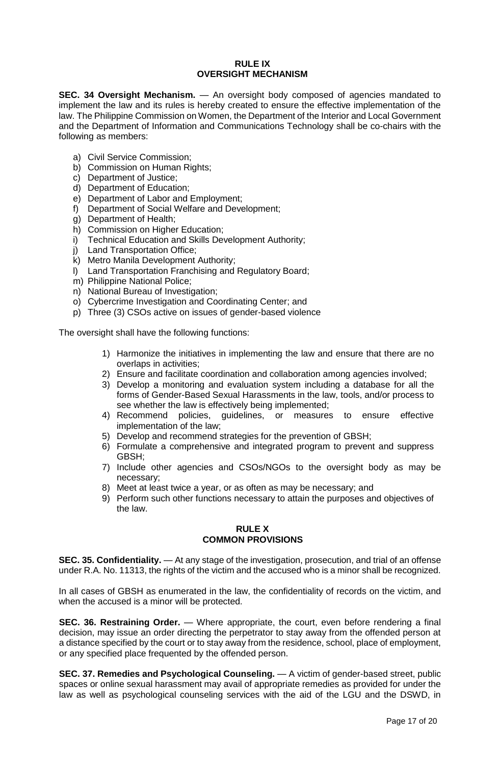## RULE IX
## OVERSIGHT MECHANISM

**SEC. 34 Oversight Mechanism.** — An oversight body composed of agencies mandated to implement the law and its rules is hereby created to ensure the effective implementation of the law. The Philippine Commission on Women, the Department of the Interior and Local Government and the Department of Information and Communications Technology shall be co-chairs with the following as members:

a) Civil Service Commission;
b) Commission on Human Rights;
c) Department of Justice;
d) Department of Education;
e) Department of Labor and Employment;
f) Department of Social Welfare and Development;
g) Department of Health;
h) Commission on Higher Education;
i) Technical Education and Skills Development Authority;
j) Land Transportation Office;
k) Metro Manila Development Authority;
l) Land Transportation Franchising and Regulatory Board;
m) Philippine National Police;
n) National Bureau of Investigation;
o) Cybercrime Investigation and Coordinating Center; and
p) Three (3) CSOs active on issues of gender-based violence

The oversight shall have the following functions:

1) Harmonize the initiatives in implementing the law and ensure that there are no overlaps in activities;
2) Ensure and facilitate coordination and collaboration among agencies involved;
3) Develop a monitoring and evaluation system including a database for all the forms of Gender-Based Sexual Harassments in the law, tools, and/or process to see whether the law is effectively being implemented;
4) Recommend policies, guidelines, or measures to ensure effective implementation of the law;
5) Develop and recommend strategies for the prevention of GBSH;
6) Formulate a comprehensive and integrated program to prevent and suppress GBSH;
7) Include other agencies and CSOs/NGOs to the oversight body as may be necessary;
8) Meet at least twice a year, or as often as may be necessary; and
9) Perform such other functions necessary to attain the purposes and objectives of the law.

## RULE X
## COMMON PROVISIONS

**SEC. 35. Confidentiality.** — At any stage of the investigation, prosecution, and trial of an offense under R.A. No. 11313, the rights of the victim and the accused who is a minor shall be recognized.

In all cases of GBSH as enumerated in the law, the confidentiality of records on the victim, and when the accused is a minor will be protected.

**SEC. 36. Restraining Order.** — Where appropriate, the court, even before rendering a final decision, may issue an order directing the perpetrator to stay away from the offended person at a distance specified by the court or to stay away from the residence, school, place of employment, or any specified place frequented by the offended person.

**SEC. 37. Remedies and Psychological Counseling.** — A victim of gender-based street, public spaces or online sexual harassment may avail of appropriate remedies as provided for under the law as well as psychological counseling services with the aid of the LGU and the DSWD, in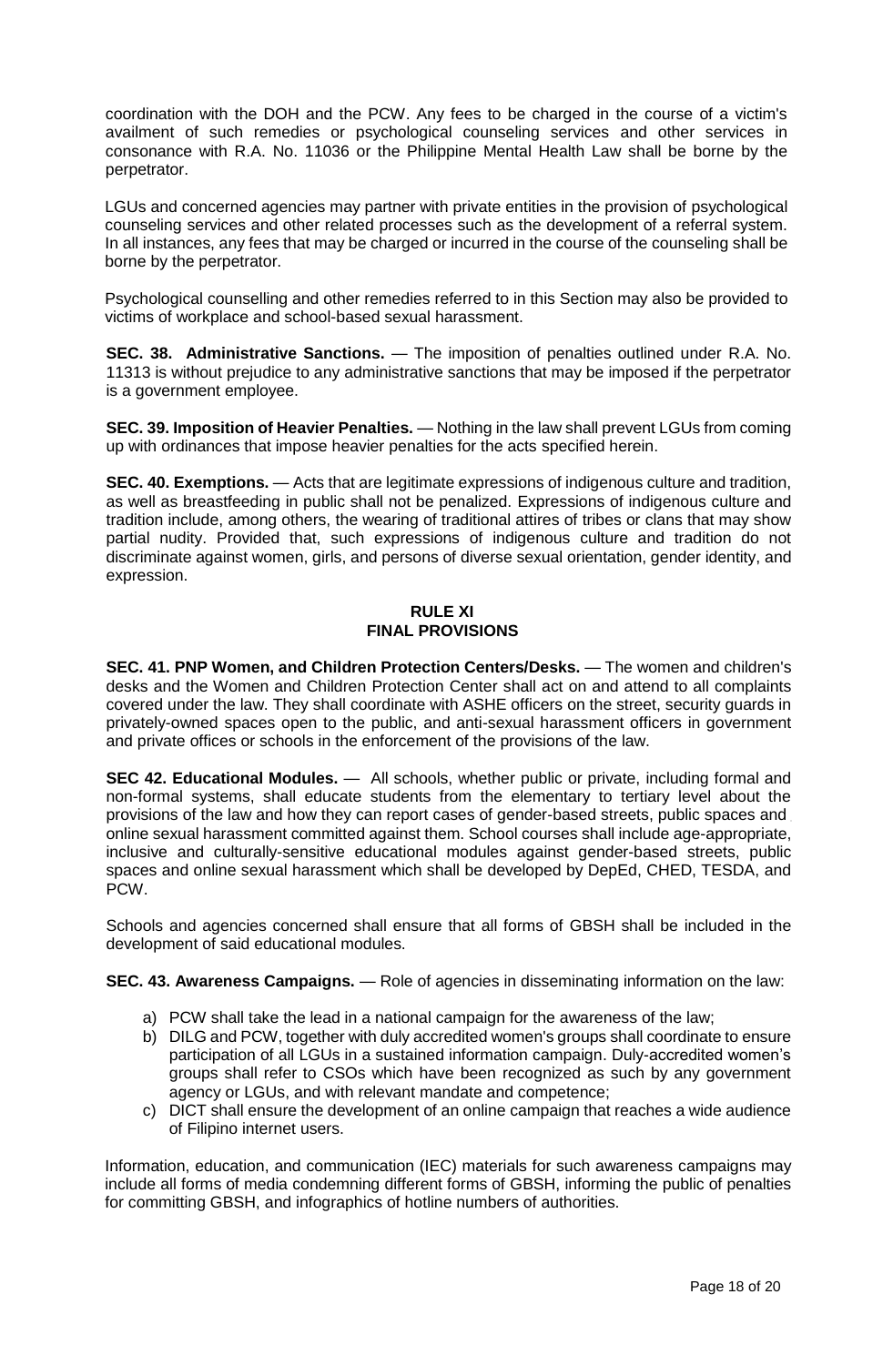coordination with the DOH and the PCW. Any fees to be charged in the course of a victim's availment of such remedies or psychological counseling services and other services in consonance with R.A. No. 11036 or the Philippine Mental Health Law shall be borne by the perpetrator.

LGUs and concerned agencies may partner with private entities in the provision of psychological counseling services and other related processes such as the development of a referral system. In all instances, any fees that may be charged or incurred in the course of the counseling shall be borne by the perpetrator.

Psychological counselling and other remedies referred to in this Section may also be provided to victims of workplace and school-based sexual harassment.

**SEC. 38. Administrative Sanctions.** — The imposition of penalties outlined under R.A. No. 11313 is without prejudice to any administrative sanctions that may be imposed if the perpetrator is a government employee.

**SEC. 39. Imposition of Heavier Penalties.** — Nothing in the law shall prevent LGUs from coming up with ordinances that impose heavier penalties for the acts specified herein.

**SEC. 40. Exemptions.** — Acts that are legitimate expressions of indigenous culture and tradition, as well as breastfeeding in public shall not be penalized. Expressions of indigenous culture and tradition include, among others, the wearing of traditional attires of tribes or clans that may show partial nudity. Provided that, such expressions of indigenous culture and tradition do not discriminate against women, girls, and persons of diverse sexual orientation, gender identity, and expression.

## RULE XI
## FINAL PROVISIONS

**SEC. 41. PNP Women, and Children Protection Centers/Desks.** — The women and children's desks and the Women and Children Protection Center shall act on and attend to all complaints covered under the law. They shall coordinate with ASHE officers on the street, security guards in privately-owned spaces open to the public, and anti-sexual harassment officers in government and private offices or schools in the enforcement of the provisions of the law.

**SEC 42. Educational Modules.** — All schools, whether public or private, including formal and non-formal systems, shall educate students from the elementary to tertiary level about the provisions of the law and how they can report cases of gender-based streets, public spaces and online sexual harassment committed against them. School courses shall include age-appropriate, inclusive and culturally-sensitive educational modules against gender-based streets, public spaces and online sexual harassment which shall be developed by DepEd, CHED, TESDA, and PCW.

Schools and agencies concerned shall ensure that all forms of GBSH shall be included in the development of said educational modules.

**SEC. 43. Awareness Campaigns.** — Role of agencies in disseminating information on the law:

a) PCW shall take the lead in a national campaign for the awareness of the law;
b) DILG and PCW, together with duly accredited women's groups shall coordinate to ensure participation of all LGUs in a sustained information campaign. Duly-accredited women's groups shall refer to CSOs which have been recognized as such by any government agency or LGUs, and with relevant mandate and competence;
c) DICT shall ensure the development of an online campaign that reaches a wide audience of Filipino internet users.

Information, education, and communication (IEC) materials for such awareness campaigns may include all forms of media condemning different forms of GBSH, informing the public of penalties for committing GBSH, and infographics of hotline numbers of authorities.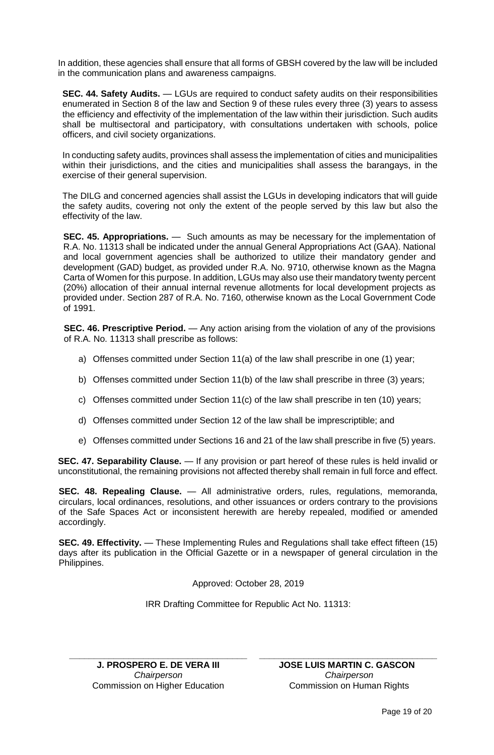In addition, these agencies shall ensure that all forms of GBSH covered by the law will be included in the communication plans and awareness campaigns.

**SEC. 44. Safety Audits.** — LGUs are required to conduct safety audits on their responsibilities enumerated in Section 8 of the law and Section 9 of these rules every three (3) years to assess the efficiency and effectivity of the implementation of the law within their jurisdiction. Such audits shall be multisectoral and participatory, with consultations undertaken with schools, police officers, and civil society organizations.

In conducting safety audits, provinces shall assess the implementation of cities and municipalities within their jurisdictions, and the cities and municipalities shall assess the barangays, in the exercise of their general supervision.

The DILG and concerned agencies shall assist the LGUs in developing indicators that will guide the safety audits, covering not only the extent of the people served by this law but also the effectivity of the law.

**SEC. 45. Appropriations.** — Such amounts as may be necessary for the implementation of R.A. No. 11313 shall be indicated under the annual General Appropriations Act (GAA). National and local government agencies shall be authorized to utilize their mandatory gender and development (GAD) budget, as provided under R.A. No. 9710, otherwise known as the Magna Carta of Women for this purpose. In addition, LGUs may also use their mandatory twenty percent (20%) allocation of their annual internal revenue allotments for local development projects as provided under. Section 287 of R.A. No. 7160, otherwise known as the Local Government Code of 1991.

**SEC. 46. Prescriptive Period.** — Any action arising from the violation of any of the provisions of R.A. No. 11313 shall prescribe as follows:

a) Offenses committed under Section 11(a) of the law shall prescribe in one (1) year;

b) Offenses committed under Section 11(b) of the law shall prescribe in three (3) years;

c) Offenses committed under Section 11(c) of the law shall prescribe in ten (10) years;

d) Offenses committed under Section 12 of the law shall be imprescriptible; and

e) Offenses committed under Sections 16 and 21 of the law shall prescribe in five (5) years.

**SEC. 47. Separability Clause.** — If any provision or part hereof of these rules is held invalid or unconstitutional, the remaining provisions not affected thereby shall remain in full force and effect.

**SEC. 48. Repealing Clause.** — All administrative orders, rules, regulations, memoranda, circulars, local ordinances, resolutions, and other issuances or orders contrary to the provisions of the Safe Spaces Act or inconsistent herewith are hereby repealed, modified or amended accordingly.

**SEC. 49. Effectivity.** — These Implementing Rules and Regulations shall take effect fifteen (15) days after its publication in the Official Gazette or in a newspaper of general circulation in the Philippines.

Approved: October 28, 2019

IRR Drafting Committee for Republic Act No. 11313:

**J. PROSPERO E. DE VERA III**
*Chairperson*
Commission on Higher Education

**JOSE LUIS MARTIN C. GASCON**
*Chairperson*
Commission on Human Rights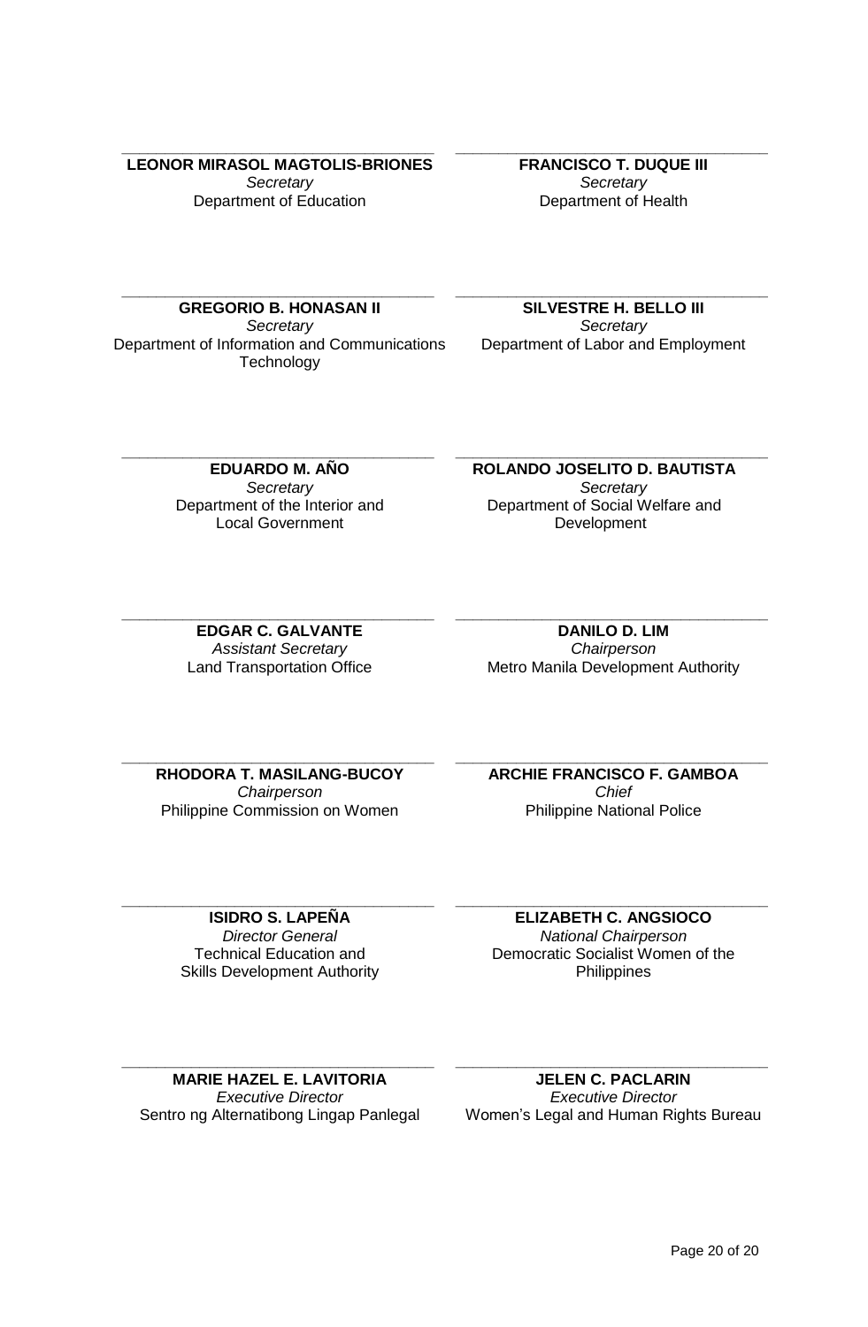**LEONOR MIRASOL MAGTOLIS-BRIONES**
*Secretary*
Department of Education

**FRANCISCO T. DUQUE III**
*Secretary*
Department of Health

**GREGORIO B. HONASAN II**
*Secretary*
Department of Information and Communications Technology

**SILVESTRE H. BELLO III**
*Secretary*
Department of Labor and Employment

**EDUARDO M. AÑO**
*Secretary*
Department of the Interior and Local Government

**ROLANDO JOSELITO D. BAUTISTA**
*Secretary*
Department of Social Welfare and Development

**EDGAR C. GALVANTE**
*Assistant Secretary*
Land Transportation Office

**DANILO D. LIM**
*Chairperson*
Metro Manila Development Authority

**RHODORA T. MASILANG-BUCOY**
*Chairperson*
Philippine Commission on Women

**ARCHIE FRANCISCO F. GAMBOA**
*Chief*
Philippine National Police

**ISIDRO S. LAPEÑA**
*Director General*
Technical Education and Skills Development Authority

**ELIZABETH C. ANGSIOCO**
*National Chairperson*
Democratic Socialist Women of the Philippines

**MARIE HAZEL E. LAVITORIA**
*Executive Director*
Sentro ng Alternatibong Lingap Panlegal

**JELEN C. PACLARIN**
*Executive Director*
Women's Legal and Human Rights Bureau